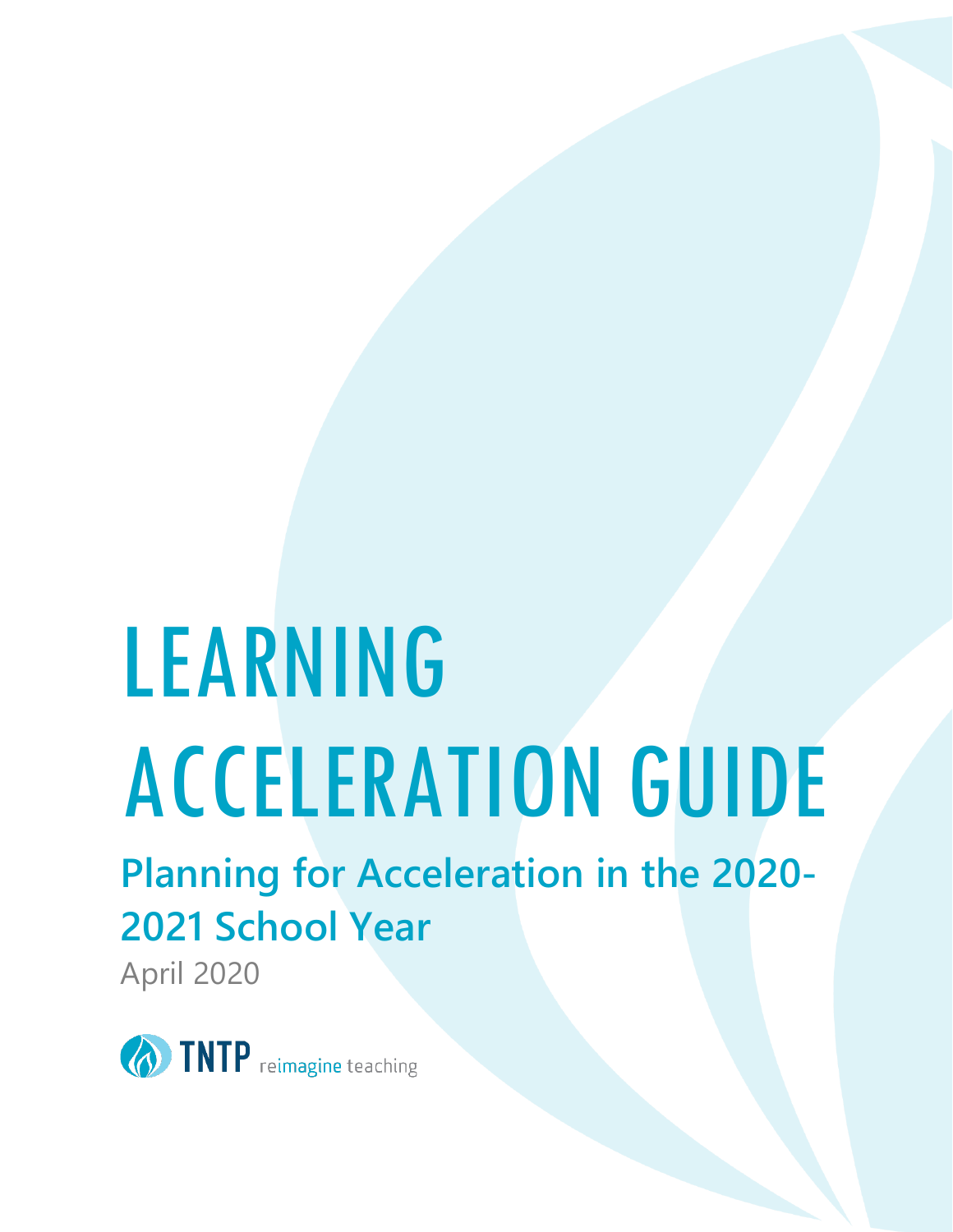# LEARNING ACCELERATION GUIDE

## Planning for Acceleration in the 2020-2021 School Year

April 2020

TNTP reimagine teaching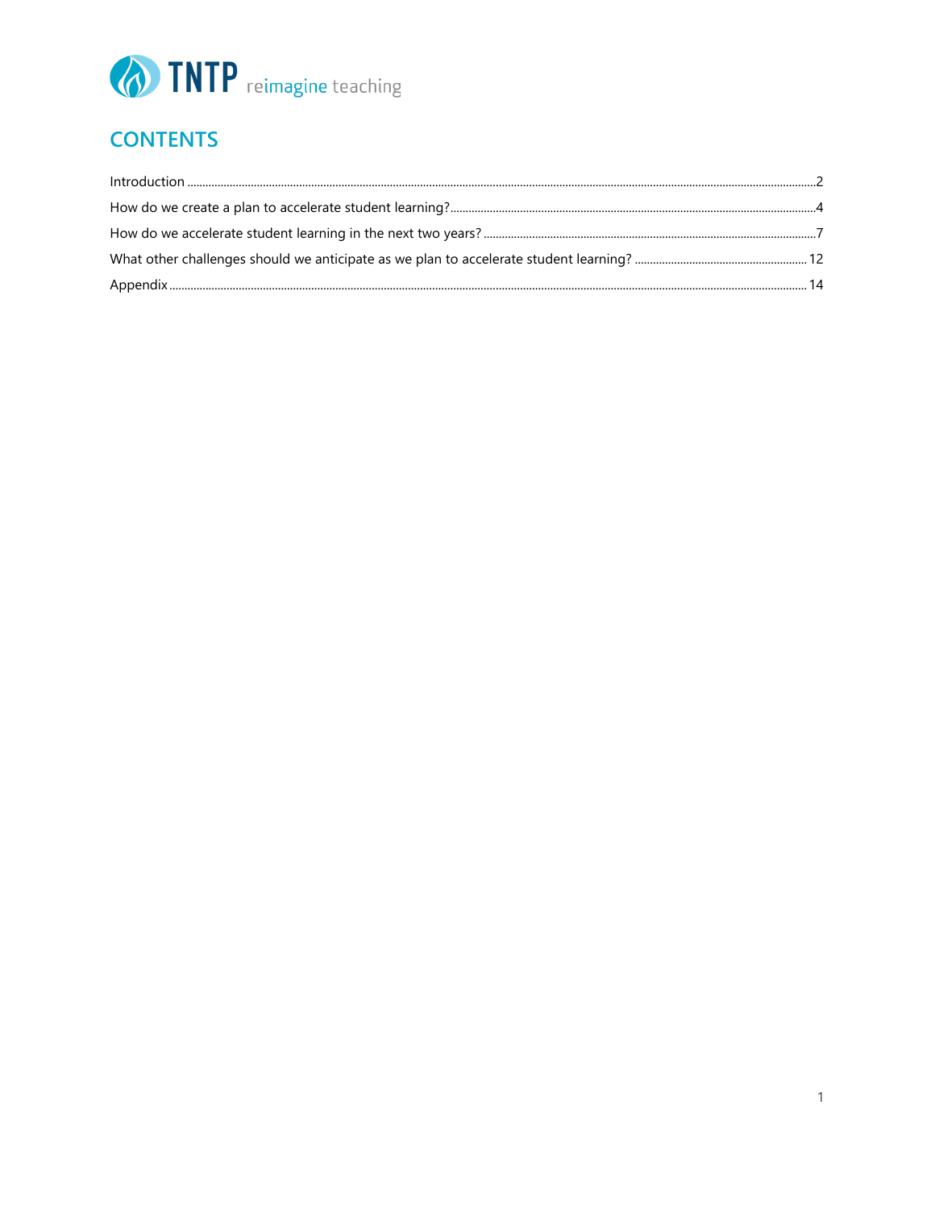## CONTENTS

Introduction ..... 2

How do we create a plan to accelerate student learning? ..... 4

How do we accelerate student learning in the next two years? ..... 7

What other challenges should we anticipate as we plan to accelerate student learning? ..... 12

Appendix ..... 14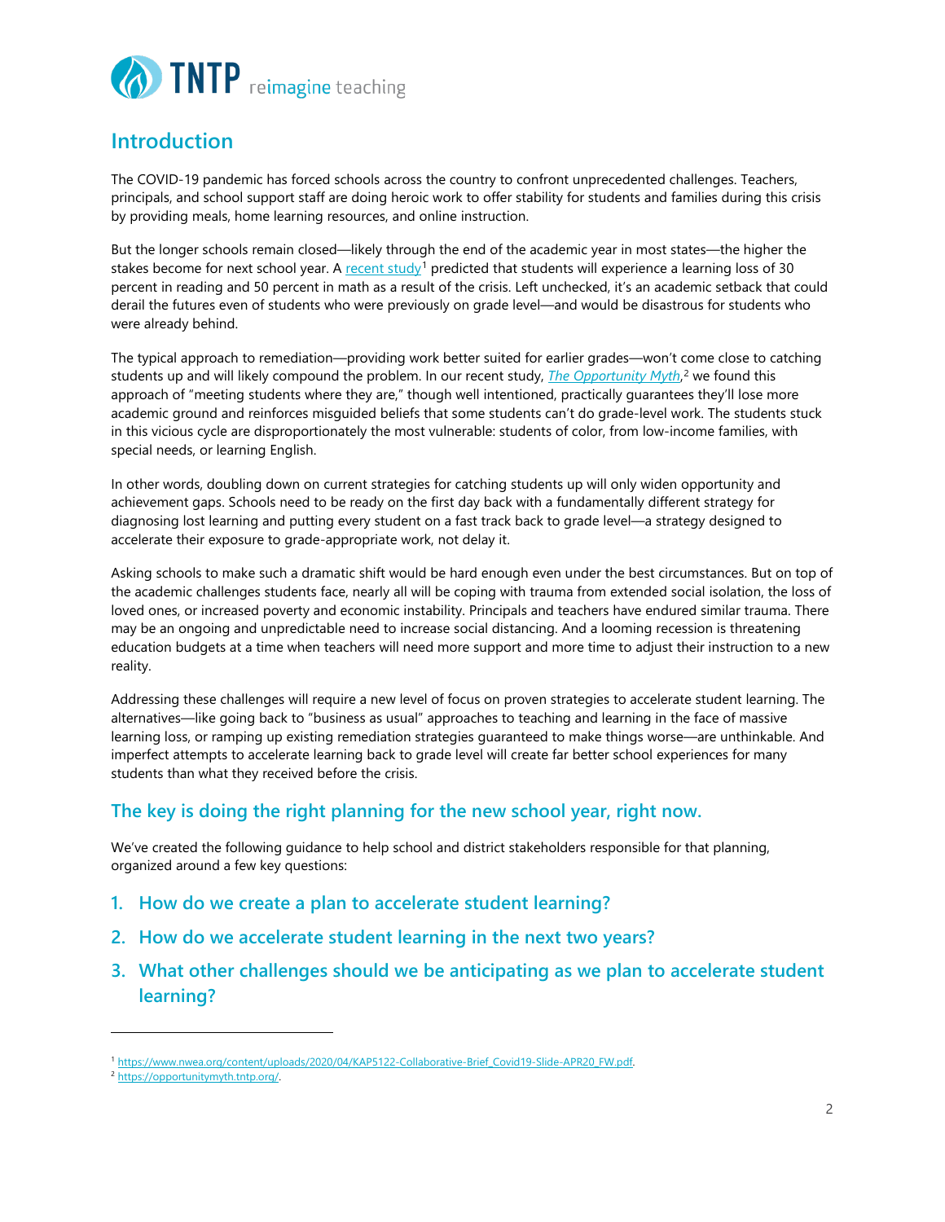## Introduction

The COVID-19 pandemic has forced schools across the country to confront unprecedented challenges. Teachers, principals, and school support staff are doing heroic work to offer stability for students and families during this crisis by providing meals, home learning resources, and online instruction.

But the longer schools remain closed—likely through the end of the academic year in most states—the higher the stakes become for next school year. A recent study[1] predicted that students will experience a learning loss of 30 percent in reading and 50 percent in math as a result of the crisis. Left unchecked, it's an academic setback that could derail the futures even of students who were previously on grade level—and would be disastrous for students who were already behind.

The typical approach to remediation—providing work better suited for earlier grades—won't come close to catching students up and will likely compound the problem. In our recent study, *The Opportunity Myth*,[2] we found this approach of "meeting students where they are," though well intentioned, practically guarantees they'll lose more academic ground and reinforces misguided beliefs that some students can't do grade-level work. The students stuck in this vicious cycle are disproportionately the most vulnerable: students of color, from low-income families, with special needs, or learning English.

In other words, doubling down on current strategies for catching students up will only widen opportunity and achievement gaps. Schools need to be ready on the first day back with a fundamentally different strategy for diagnosing lost learning and putting every student on a fast track back to grade level—a strategy designed to accelerate their exposure to grade-appropriate work, not delay it.

Asking schools to make such a dramatic shift would be hard enough even under the best circumstances. But on top of the academic challenges students face, nearly all will be coping with trauma from extended social isolation, the loss of loved ones, or increased poverty and economic instability. Principals and teachers have endured similar trauma. There may be an ongoing and unpredictable need to increase social distancing. And a looming recession is threatening education budgets at a time when teachers will need more support and more time to adjust their instruction to a new reality.

Addressing these challenges will require a new level of focus on proven strategies to accelerate student learning. The alternatives—like going back to "business as usual" approaches to teaching and learning in the face of massive learning loss, or ramping up existing remediation strategies guaranteed to make things worse—are unthinkable. And imperfect attempts to accelerate learning back to grade level will create far better school experiences for many students than what they received before the crisis.

### The key is doing the right planning for the new school year, right now.

We've created the following guidance to help school and district stakeholders responsible for that planning, organized around a few key questions:

1. **How do we create a plan to accelerate student learning?**
2. **How do we accelerate student learning in the next two years?**
3. **What other challenges should we be anticipating as we plan to accelerate student learning?**

---

[1] https://www.nwea.org/content/uploads/2020/04/KAP5122-Collaborative-Brief_Covid19-Slide-APR20_FW.pdf.

[2] https://opportunitymyth.tntp.org/.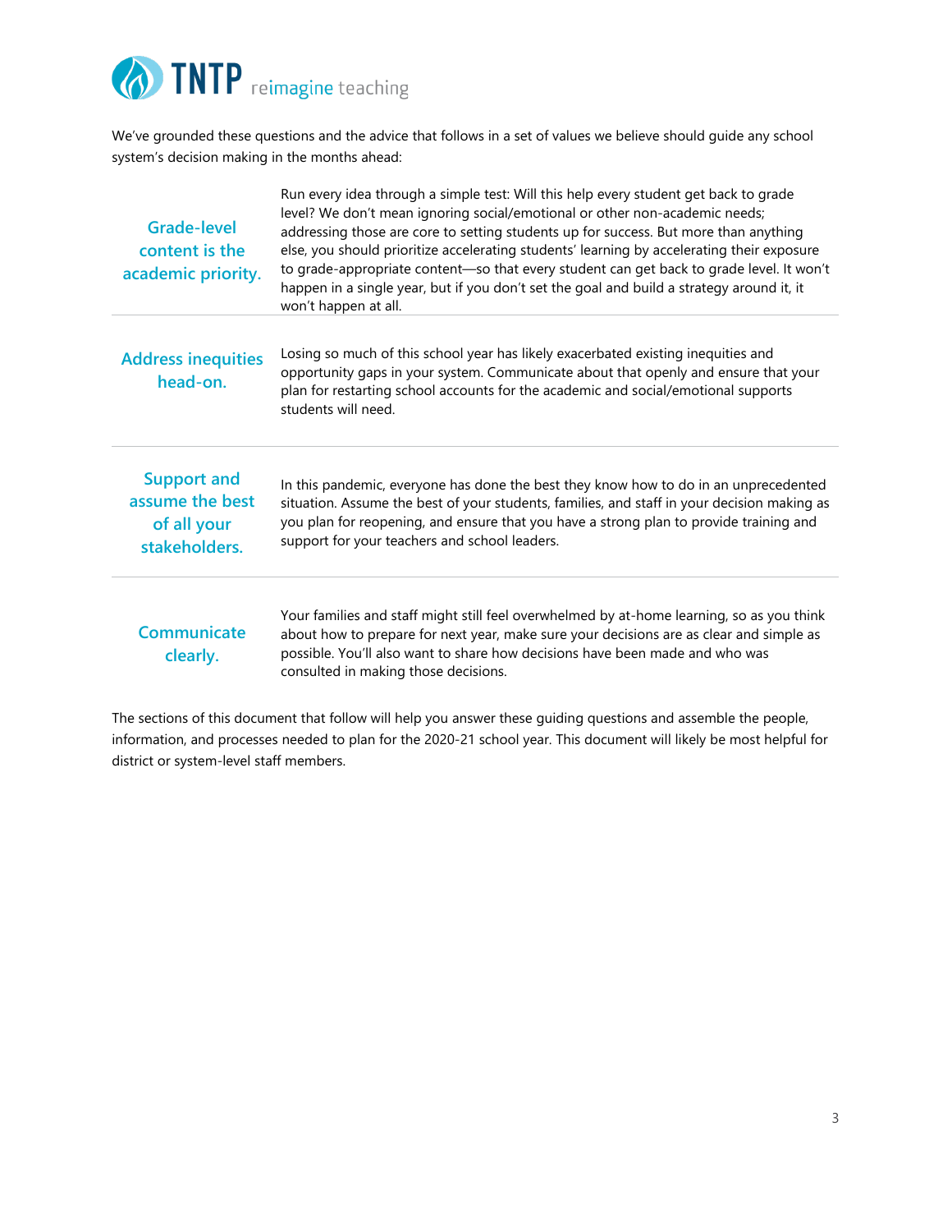We've grounded these questions and the advice that follows in a set of values we believe should guide any school system's decision making in the months ahead:

| | |
|---|---|
| **Grade-level content is the academic priority.** | Run every idea through a simple test: Will this help every student get back to grade level? We don't mean ignoring social/emotional or other non-academic needs; addressing those are core to setting students up for success. But more than anything else, you should prioritize accelerating students' learning by accelerating their exposure to grade-appropriate content—so that every student can get back to grade level. It won't happen in a single year, but if you don't set the goal and build a strategy around it, it won't happen at all. |
| **Address inequities head-on.** | Losing so much of this school year has likely exacerbated existing inequities and opportunity gaps in your system. Communicate about that openly and ensure that your plan for restarting school accounts for the academic and social/emotional supports students will need. |
| **Support and assume the best of all your stakeholders.** | In this pandemic, everyone has done the best they know how to do in an unprecedented situation. Assume the best of your students, families, and staff in your decision making as you plan for reopening, and ensure that you have a strong plan to provide training and support for your teachers and school leaders. |
| **Communicate clearly.** | Your families and staff might still feel overwhelmed by at-home learning, so as you think about how to prepare for next year, make sure your decisions are as clear and simple as possible. You'll also want to share how decisions have been made and who was consulted in making those decisions. |

The sections of this document that follow will help you answer these guiding questions and assemble the people, information, and processes needed to plan for the 2020-21 school year. This document will likely be most helpful for district or system-level staff members.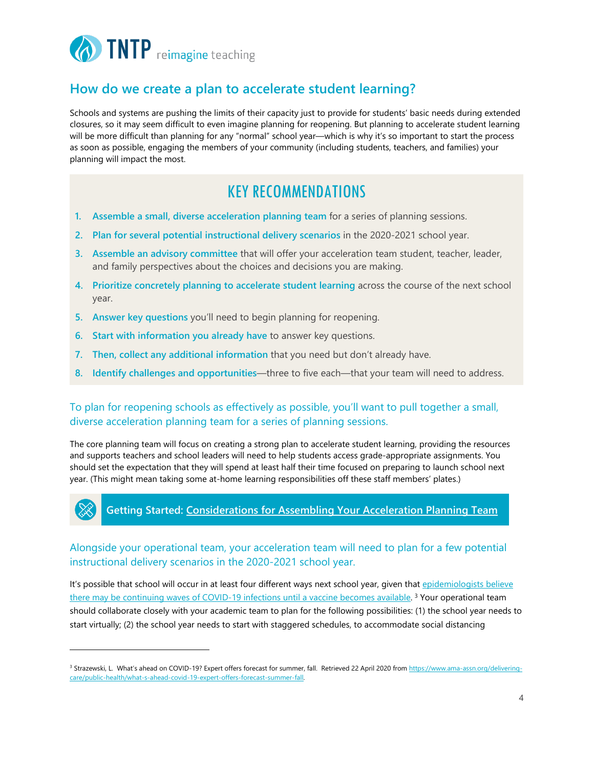## How do we create a plan to accelerate student learning?

Schools and systems are pushing the limits of their capacity just to provide for students' basic needs during extended closures, so it may seem difficult to even imagine planning for reopening. But planning to accelerate student learning will be more difficult than planning for any "normal" school year—which is why it's so important to start the process as soon as possible, engaging the members of your community (including students, teachers, and families) your planning will impact the most.

### KEY RECOMMENDATIONS

1. **Assemble a small, diverse acceleration planning team** for a series of planning sessions.
2. **Plan for several potential instructional delivery scenarios** in the 2020-2021 school year.
3. **Assemble an advisory committee** that will offer your acceleration team student, teacher, leader, and family perspectives about the choices and decisions you are making.
4. **Prioritize concretely planning to accelerate student learning** across the course of the next school year.
5. **Answer key questions** you'll need to begin planning for reopening.
6. **Start with information you already have** to answer key questions.
7. **Then, collect any additional information** that you need but don't already have.
8. **Identify challenges and opportunities**—three to five each—that your team will need to address.

### To plan for reopening schools as effectively as possible, you'll want to pull together a small, diverse acceleration planning team for a series of planning sessions.

The core planning team will focus on creating a strong plan to accelerate student learning, providing the resources and supports teachers and school leaders will need to help students access grade-appropriate assignments. You should set the expectation that they will spend at least half their time focused on preparing to launch school next year. (This might mean taking some at-home learning responsibilities off these staff members' plates.)

**Getting Started: Considerations for Assembling Your Acceleration Planning Team**

### Alongside your operational team, your acceleration team will need to plan for a few potential instructional delivery scenarios in the 2020-2021 school year.

It's possible that school will occur in at least four different ways next school year, given that epidemiologists believe there may be continuing waves of COVID-19 infections until a vaccine becomes available.[3] Your operational team should collaborate closely with your academic team to plan for the following possibilities: (1) the school year needs to start virtually; (2) the school year needs to start with staggered schedules, to accommodate social distancing

---

[3] Strazewski, L. What's ahead on COVID-19? Expert offers forecast for summer, fall. Retrieved 22 April 2020 from https://www.ama-assn.org/delivering-care/public-health/what-s-ahead-covid-19-expert-offers-forecast-summer-fall.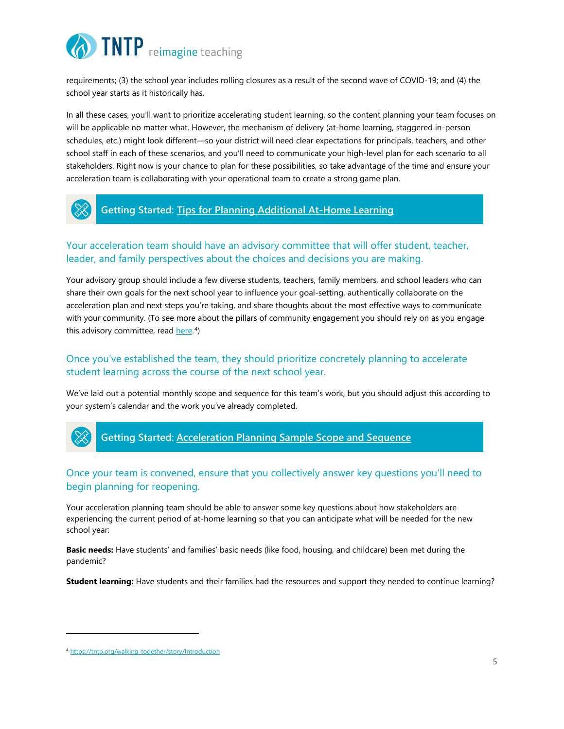requirements; (3) the school year includes rolling closures as a result of the second wave of COVID-19; and (4) the school year starts as it historically has.

In all these cases, you'll want to prioritize accelerating student learning, so the content planning your team focuses on will be applicable no matter what. However, the mechanism of delivery (at-home learning, staggered in-person schedules, etc.) might look different—so your district will need clear expectations for principals, teachers, and other school staff in each of these scenarios, and you'll need to communicate your high-level plan for each scenario to all stakeholders. Right now is your chance to plan for these possibilities, so take advantage of the time and ensure your acceleration team is collaborating with your operational team to create a strong game plan.

**Getting Started: [Tips for Planning Additional At-Home Learning]**

## Your acceleration team should have an advisory committee that will offer student, teacher, leader, and family perspectives about the choices and decisions you are making.

Your advisory group should include a few diverse students, teachers, family members, and school leaders who can share their own goals for the next school year to influence your goal-setting, authentically collaborate on the acceleration plan and next steps you're taking, and share thoughts about the most effective ways to communicate with your community. (To see more about the pillars of community engagement you should rely on as you engage this advisory committee, read here.[4])

## Once you've established the team, they should prioritize concretely planning to accelerate student learning across the course of the next school year.

We've laid out a potential monthly scope and sequence for this team's work, but you should adjust this according to your system's calendar and the work you've already completed.

**Getting Started: [Acceleration Planning Sample Scope and Sequence]**

## Once your team is convened, ensure that you collectively answer key questions you'll need to begin planning for reopening.

Your acceleration planning team should be able to answer some key questions about how stakeholders are experiencing the current period of at-home learning so that you can anticipate what will be needed for the new school year:

**Basic needs:** Have students' and families' basic needs (like food, housing, and childcare) been met during the pandemic?

**Student learning:** Have students and their families had the resources and support they needed to continue learning?

---

[4] https://tntp.org/walking-together/story/Introduction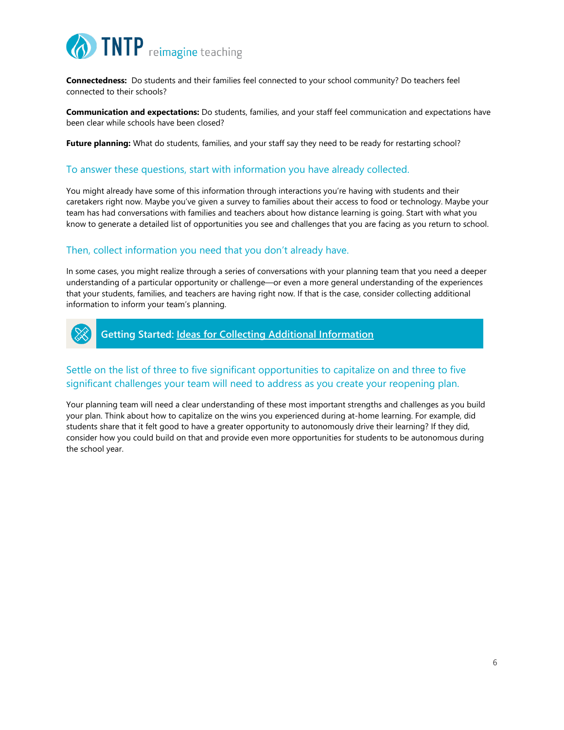**Connectedness:** Do students and their families feel connected to your school community? Do teachers feel connected to their schools?

**Communication and expectations:** Do students, families, and your staff feel communication and expectations have been clear while schools have been closed?

**Future planning:** What do students, families, and your staff say they need to be ready for restarting school?

## To answer these questions, start with information you have already collected.

You might already have some of this information through interactions you're having with students and their caretakers right now. Maybe you've given a survey to families about their access to food or technology. Maybe your team has had conversations with families and teachers about how distance learning is going. Start with what you know to generate a detailed list of opportunities you see and challenges that you are facing as you return to school.

## Then, collect information you need that you don't already have.

In some cases, you might realize through a series of conversations with your planning team that you need a deeper understanding of a particular opportunity or challenge—or even a more general understanding of the experiences that your students, families, and teachers are having right now. If that is the case, consider collecting additional information to inform your team's planning.

**Getting Started: Ideas for Collecting Additional Information**

## Settle on the list of three to five significant opportunities to capitalize on and three to five significant challenges your team will need to address as you create your reopening plan.

Your planning team will need a clear understanding of these most important strengths and challenges as you build your plan. Think about how to capitalize on the wins you experienced during at-home learning. For example, did students share that it felt good to have a greater opportunity to autonomously drive their learning? If they did, consider how you could build on that and provide even more opportunities for students to be autonomous during the school year.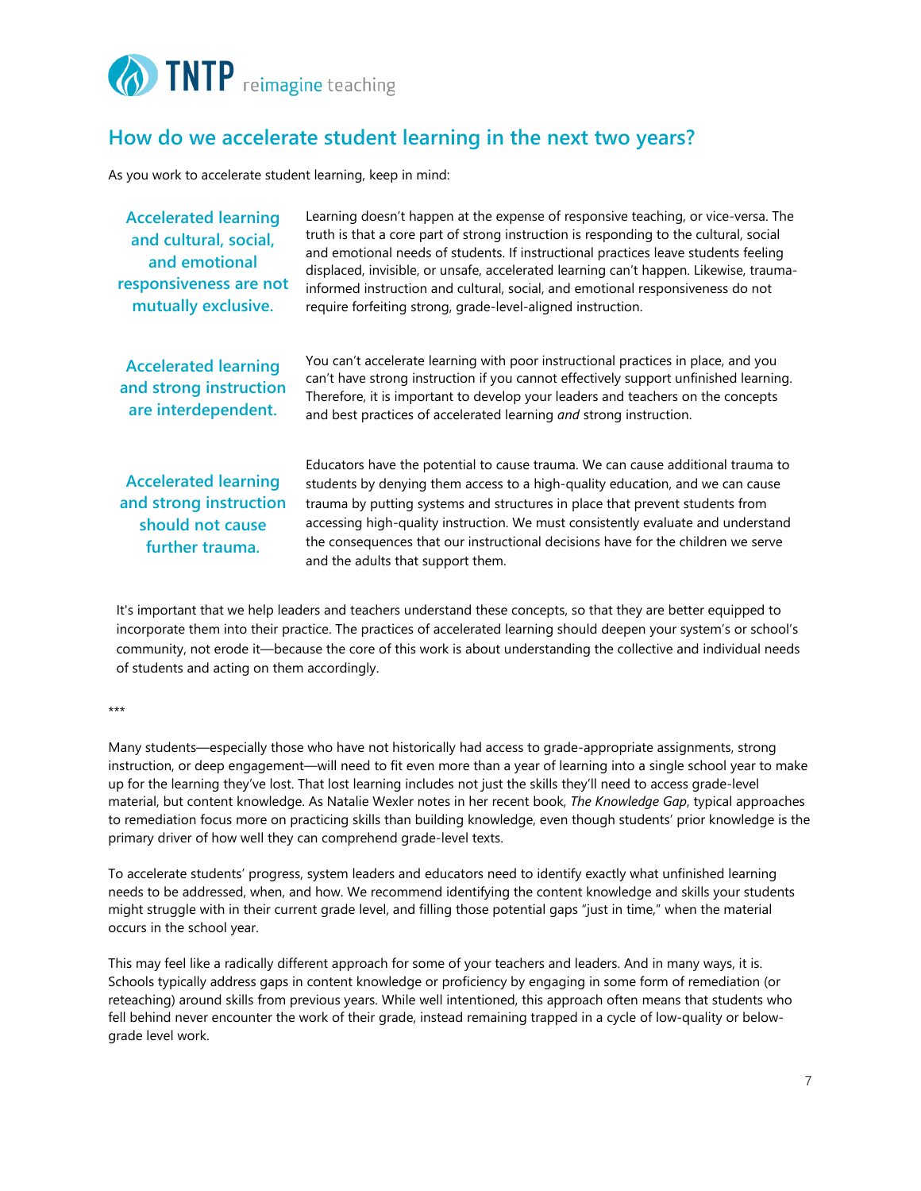## How do we accelerate student learning in the next two years?

As you work to accelerate student learning, keep in mind:

| | |
|---|---|
| **Accelerated learning and cultural, social, and emotional responsiveness are not mutually exclusive.** | Learning doesn't happen at the expense of responsive teaching, or vice-versa. The truth is that a core part of strong instruction is responding to the cultural, social and emotional needs of students. If instructional practices leave students feeling displaced, invisible, or unsafe, accelerated learning can't happen. Likewise, trauma-informed instruction and cultural, social, and emotional responsiveness do not require forfeiting strong, grade-level-aligned instruction. |
| **Accelerated learning and strong instruction are interdependent.** | You can't accelerate learning with poor instructional practices in place, and you can't have strong instruction if you cannot effectively support unfinished learning. Therefore, it is important to develop your leaders and teachers on the concepts and best practices of accelerated learning *and* strong instruction. |
| **Accelerated learning and strong instruction should not cause further trauma.** | Educators have the potential to cause trauma. We can cause additional trauma to students by denying them access to a high-quality education, and we can cause trauma by putting systems and structures in place that prevent students from accessing high-quality instruction. We must consistently evaluate and understand the consequences that our instructional decisions have for the children we serve and the adults that support them. |

It's important that we help leaders and teachers understand these concepts, so that they are better equipped to incorporate them into their practice. The practices of accelerated learning should deepen your system's or school's community, not erode it—because the core of this work is about understanding the collective and individual needs of students and acting on them accordingly.

***

Many students—especially those who have not historically had access to grade-appropriate assignments, strong instruction, or deep engagement—will need to fit even more than a year of learning into a single school year to make up for the learning they've lost. That lost learning includes not just the skills they'll need to access grade-level material, but content knowledge. As Natalie Wexler notes in her recent book, *The Knowledge Gap*, typical approaches to remediation focus more on practicing skills than building knowledge, even though students' prior knowledge is the primary driver of how well they can comprehend grade-level texts.

To accelerate students' progress, system leaders and educators need to identify exactly what unfinished learning needs to be addressed, when, and how. We recommend identifying the content knowledge and skills your students might struggle with in their current grade level, and filling those potential gaps "just in time," when the material occurs in the school year.

This may feel like a radically different approach for some of your teachers and leaders. And in many ways, it is. Schools typically address gaps in content knowledge or proficiency by engaging in some form of remediation (or reteaching) around skills from previous years. While well intentioned, this approach often means that students who fell behind never encounter the work of their grade, instead remaining trapped in a cycle of low-quality or below-grade level work.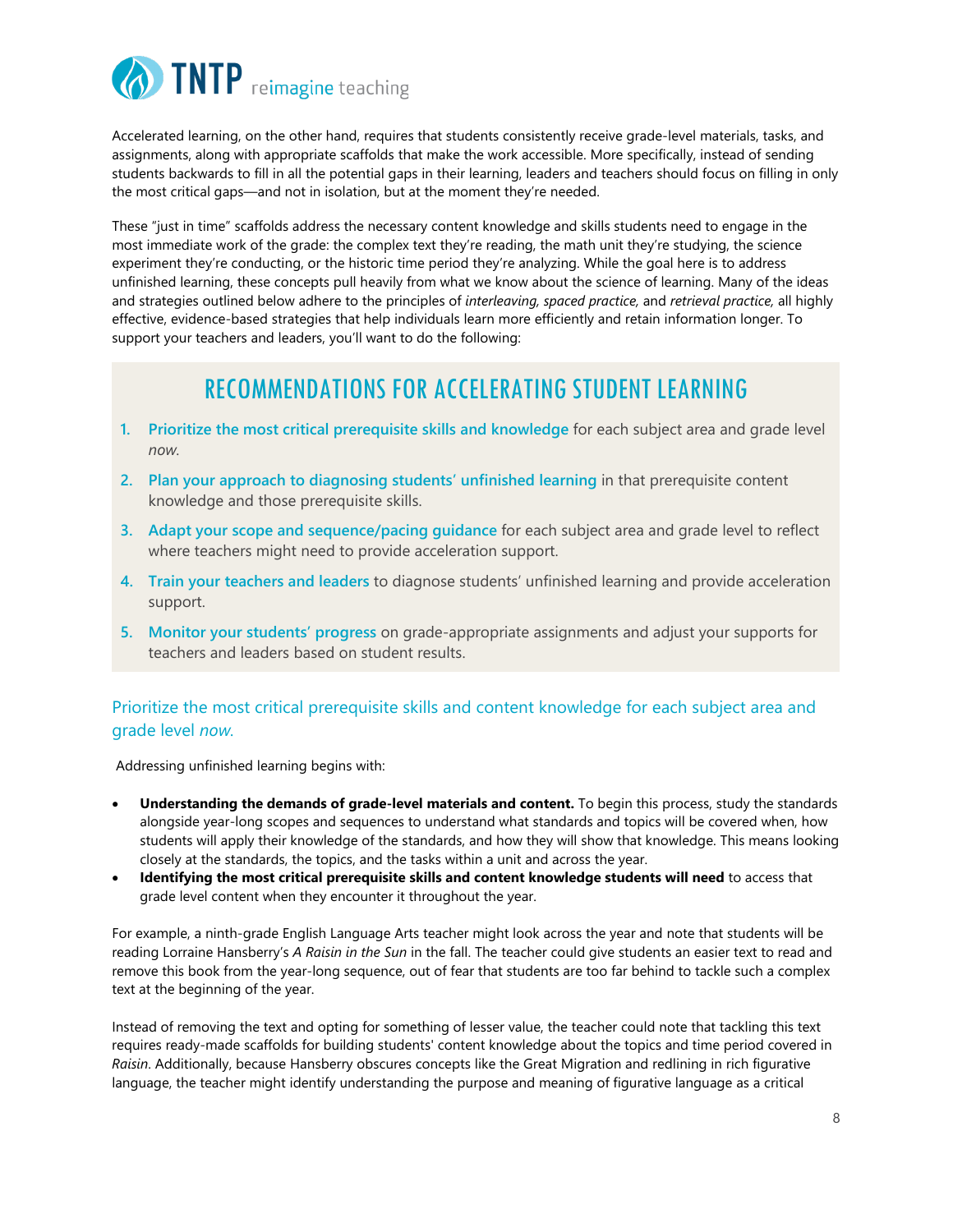Accelerated learning, on the other hand, requires that students consistently receive grade-level materials, tasks, and assignments, along with appropriate scaffolds that make the work accessible. More specifically, instead of sending students backwards to fill in all the potential gaps in their learning, leaders and teachers should focus on filling in only the most critical gaps—and not in isolation, but at the moment they're needed.

These "just in time" scaffolds address the necessary content knowledge and skills students need to engage in the most immediate work of the grade: the complex text they're reading, the math unit they're studying, the science experiment they're conducting, or the historic time period they're analyzing. While the goal here is to address unfinished learning, these concepts pull heavily from what we know about the science of learning. Many of the ideas and strategies outlined below adhere to the principles of *interleaving, spaced practice,* and *retrieval practice,* all highly effective, evidence-based strategies that help individuals learn more efficiently and retain information longer. To support your teachers and leaders, you'll want to do the following:

## RECOMMENDATIONS FOR ACCELERATING STUDENT LEARNING

1. **Prioritize the most critical prerequisite skills and knowledge** for each subject area and grade level *now*.
2. **Plan your approach to diagnosing students' unfinished learning** in that prerequisite content knowledge and those prerequisite skills.
3. **Adapt your scope and sequence/pacing guidance** for each subject area and grade level to reflect where teachers might need to provide acceleration support.
4. **Train your teachers and leaders** to diagnose students' unfinished learning and provide acceleration support.
5. **Monitor your students' progress** on grade-appropriate assignments and adjust your supports for teachers and leaders based on student results.

### Prioritize the most critical prerequisite skills and content knowledge for each subject area and grade level *now.*

Addressing unfinished learning begins with:

- **Understanding the demands of grade-level materials and content.** To begin this process, study the standards alongside year-long scopes and sequences to understand what standards and topics will be covered when, how students will apply their knowledge of the standards, and how they will show that knowledge. This means looking closely at the standards, the topics, and the tasks within a unit and across the year.
- **Identifying the most critical prerequisite skills and content knowledge students will need** to access that grade level content when they encounter it throughout the year.

For example, a ninth-grade English Language Arts teacher might look across the year and note that students will be reading Lorraine Hansberry's *A Raisin in the Sun* in the fall. The teacher could give students an easier text to read and remove this book from the year-long sequence, out of fear that students are too far behind to tackle such a complex text at the beginning of the year.

Instead of removing the text and opting for something of lesser value, the teacher could note that tackling this text requires ready-made scaffolds for building students' content knowledge about the topics and time period covered in *Raisin*. Additionally, because Hansberry obscures concepts like the Great Migration and redlining in rich figurative language, the teacher might identify understanding the purpose and meaning of figurative language as a critical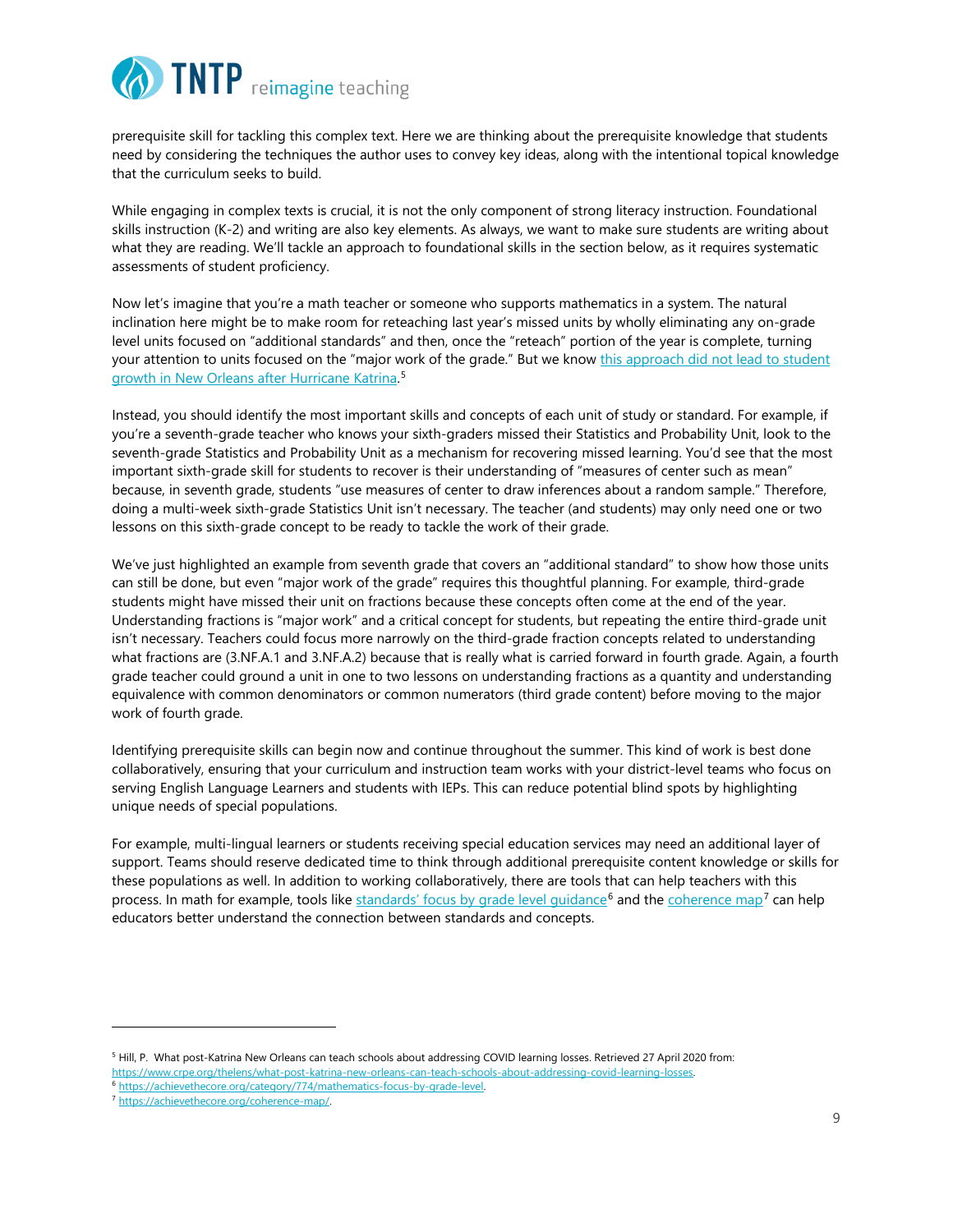prerequisite skill for tackling this complex text. Here we are thinking about the prerequisite knowledge that students need by considering the techniques the author uses to convey key ideas, along with the intentional topical knowledge that the curriculum seeks to build.

While engaging in complex texts is crucial, it is not the only component of strong literacy instruction. Foundational skills instruction (K-2) and writing are also key elements. As always, we want to make sure students are writing about what they are reading. We'll tackle an approach to foundational skills in the section below, as it requires systematic assessments of student proficiency.

Now let's imagine that you're a math teacher or someone who supports mathematics in a system. The natural inclination here might be to make room for reteaching last year's missed units by wholly eliminating any on-grade level units focused on "additional standards" and then, once the "reteach" portion of the year is complete, turning your attention to units focused on the "major work of the grade." But we know this approach did not lead to student growth in New Orleans after Hurricane Katrina.[5]

Instead, you should identify the most important skills and concepts of each unit of study or standard. For example, if you're a seventh-grade teacher who knows your sixth-graders missed their Statistics and Probability Unit, look to the seventh-grade Statistics and Probability Unit as a mechanism for recovering missed learning. You'd see that the most important sixth-grade skill for students to recover is their understanding of "measures of center such as mean" because, in seventh grade, students "use measures of center to draw inferences about a random sample." Therefore, doing a multi-week sixth-grade Statistics Unit isn't necessary. The teacher (and students) may only need one or two lessons on this sixth-grade concept to be ready to tackle the work of their grade.

We've just highlighted an example from seventh grade that covers an "additional standard" to show how those units can still be done, but even "major work of the grade" requires this thoughtful planning. For example, third-grade students might have missed their unit on fractions because these concepts often come at the end of the year. Understanding fractions is "major work" and a critical concept for students, but repeating the entire third-grade unit isn't necessary. Teachers could focus more narrowly on the third-grade fraction concepts related to understanding what fractions are (3.NF.A.1 and 3.NF.A.2) because that is really what is carried forward in fourth grade. Again, a fourth grade teacher could ground a unit in one to two lessons on understanding fractions as a quantity and understanding equivalence with common denominators or common numerators (third grade content) before moving to the major work of fourth grade.

Identifying prerequisite skills can begin now and continue throughout the summer. This kind of work is best done collaboratively, ensuring that your curriculum and instruction team works with your district-level teams who focus on serving English Language Learners and students with IEPs. This can reduce potential blind spots by highlighting unique needs of special populations.

For example, multi-lingual learners or students receiving special education services may need an additional layer of support. Teams should reserve dedicated time to think through additional prerequisite content knowledge or skills for these populations as well. In addition to working collaboratively, there are tools that can help teachers with this process. In math for example, tools like standards' focus by grade level guidance[6] and the coherence map[7] can help educators better understand the connection between standards and concepts.

---

[5] Hill, P. What post-Katrina New Orleans can teach schools about addressing COVID learning losses. Retrieved 27 April 2020 from: https://www.crpe.org/thelens/what-post-katrina-new-orleans-can-teach-schools-about-addressing-covid-learning-losses.

[6] https://achievethecore.org/category/774/mathematics-focus-by-grade-level.

[7] https://achievethecore.org/coherence-map/.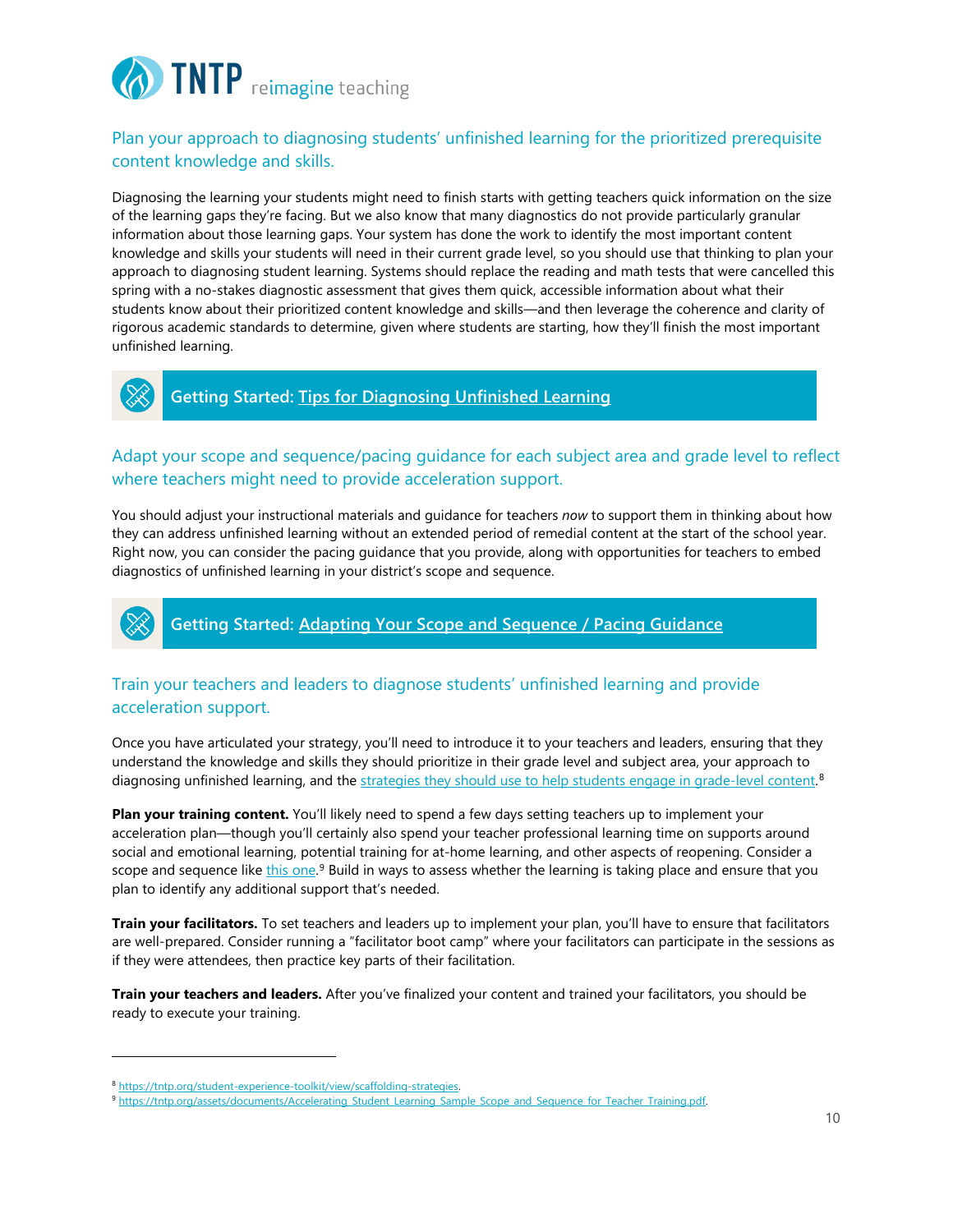### Plan your approach to diagnosing students' unfinished learning for the prioritized prerequisite content knowledge and skills.

Diagnosing the learning your students might need to finish starts with getting teachers quick information on the size of the learning gaps they're facing. But we also know that many diagnostics do not provide particularly granular information about those learning gaps. Your system has done the work to identify the most important content knowledge and skills your students will need in their current grade level, so you should use that thinking to plan your approach to diagnosing student learning. Systems should replace the reading and math tests that were cancelled this spring with a no-stakes diagnostic assessment that gives them quick, accessible information about what their students know about their prioritized content knowledge and skills—and then leverage the coherence and clarity of rigorous academic standards to determine, given where students are starting, how they'll finish the most important unfinished learning.

**Getting Started: Tips for Diagnosing Unfinished Learning**

### Adapt your scope and sequence/pacing guidance for each subject area and grade level to reflect where teachers might need to provide acceleration support.

You should adjust your instructional materials and guidance for teachers *now* to support them in thinking about how they can address unfinished learning without an extended period of remedial content at the start of the school year. Right now, you can consider the pacing guidance that you provide, along with opportunities for teachers to embed diagnostics of unfinished learning in your district's scope and sequence.

**Getting Started: Adapting Your Scope and Sequence / Pacing Guidance**

### Train your teachers and leaders to diagnose students' unfinished learning and provide acceleration support.

Once you have articulated your strategy, you'll need to introduce it to your teachers and leaders, ensuring that they understand the knowledge and skills they should prioritize in their grade level and subject area, your approach to diagnosing unfinished learning, and the strategies they should use to help students engage in grade-level content.[8]

**Plan your training content.** You'll likely need to spend a few days setting teachers up to implement your acceleration plan—though you'll certainly also spend your teacher professional learning time on supports around social and emotional learning, potential training for at-home learning, and other aspects of reopening. Consider a scope and sequence like this one.[9] Build in ways to assess whether the learning is taking place and ensure that you plan to identify any additional support that's needed.

**Train your facilitators.** To set teachers and leaders up to implement your plan, you'll have to ensure that facilitators are well-prepared. Consider running a "facilitator boot camp" where your facilitators can participate in the sessions as if they were attendees, then practice key parts of their facilitation.

**Train your teachers and leaders.** After you've finalized your content and trained your facilitators, you should be ready to execute your training.

---

[8] https://tntp.org/student-experience-toolkit/view/scaffolding-strategies.

[9] https://tntp.org/assets/documents/Accelerating_Student_Learning_Sample_Scope_and_Sequence_for_Teacher_Training.pdf.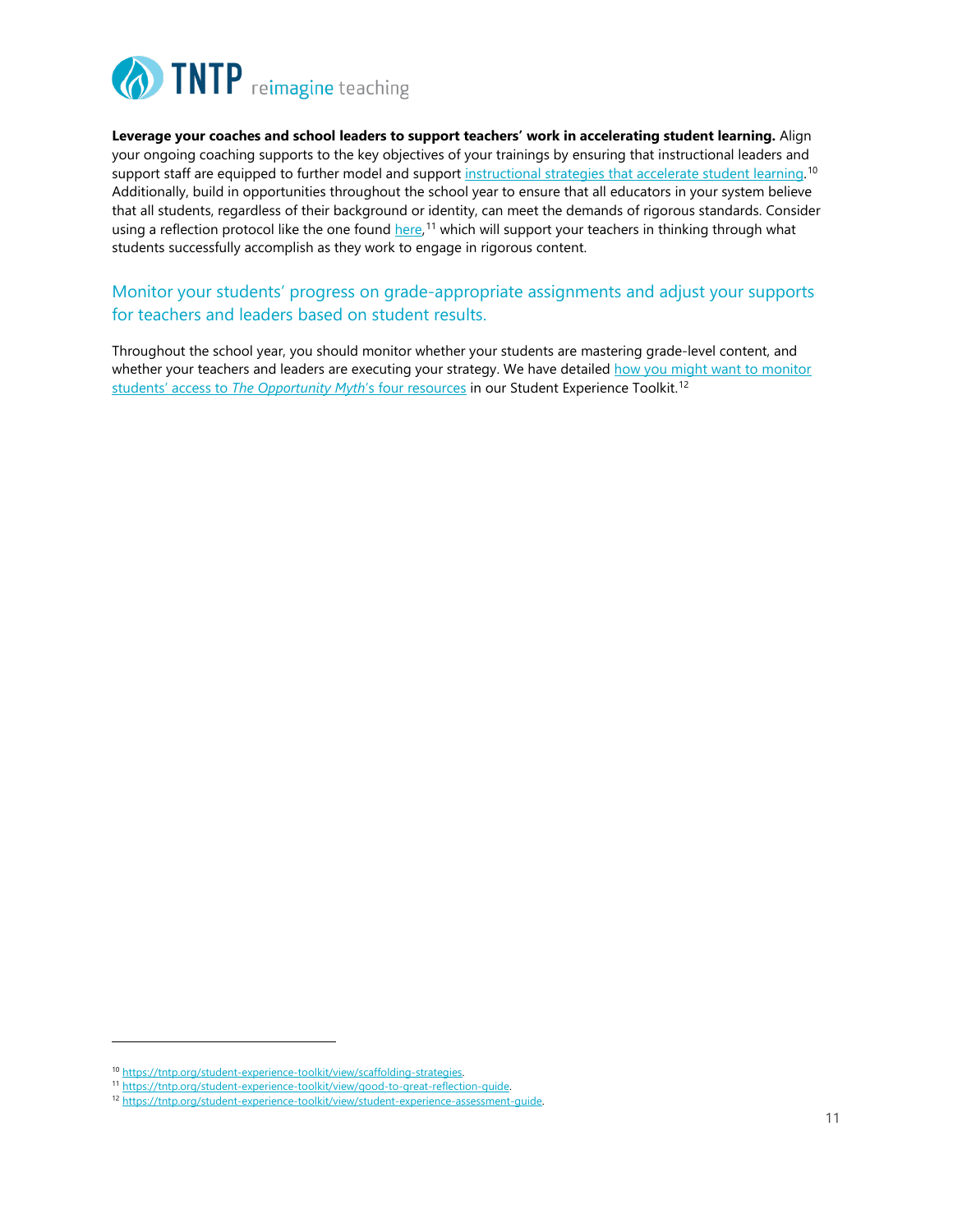**Leverage your coaches and school leaders to support teachers' work in accelerating student learning.** Align your ongoing coaching supports to the key objectives of your trainings by ensuring that instructional leaders and support staff are equipped to further model and support instructional strategies that accelerate student learning.[10] Additionally, build in opportunities throughout the school year to ensure that all educators in your system believe that all students, regardless of their background or identity, can meet the demands of rigorous standards. Consider using a reflection protocol like the one found here,[11] which will support your teachers in thinking through what students successfully accomplish as they work to engage in rigorous content.

## Monitor your students' progress on grade-appropriate assignments and adjust your supports for teachers and leaders based on student results.

Throughout the school year, you should monitor whether your students are mastering grade-level content, and whether your teachers and leaders are executing your strategy. We have detailed how you might want to monitor students' access to *The Opportunity Myth*'s four resources in our Student Experience Toolkit.[12]

---

[10] https://tntp.org/student-experience-toolkit/view/scaffolding-strategies.

[11] https://tntp.org/student-experience-toolkit/view/good-to-great-reflection-guide.

[12] https://tntp.org/student-experience-toolkit/view/student-experience-assessment-guide.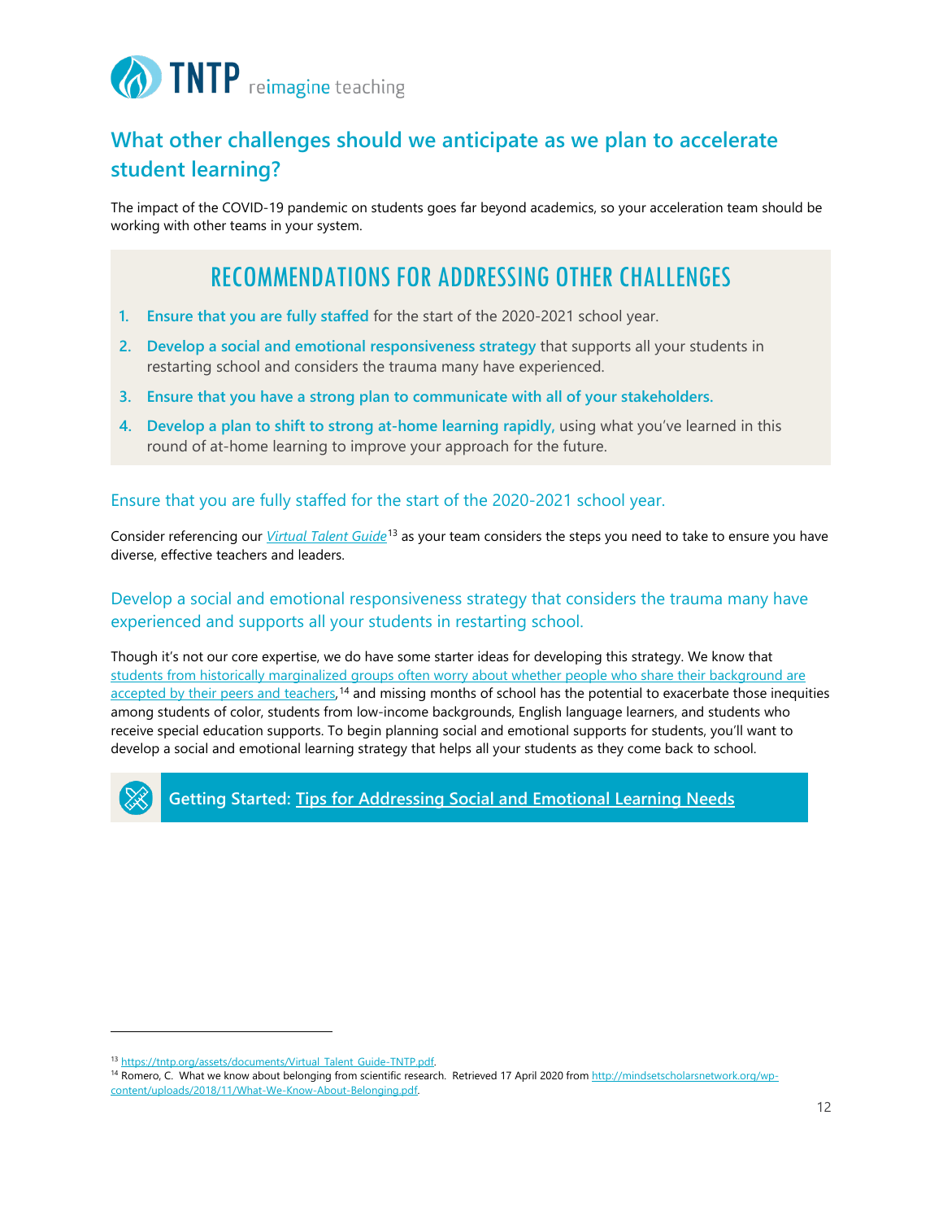## What other challenges should we anticipate as we plan to accelerate student learning?

The impact of the COVID-19 pandemic on students goes far beyond academics, so your acceleration team should be working with other teams in your system.

### RECOMMENDATIONS FOR ADDRESSING OTHER CHALLENGES

1. **Ensure that you are fully staffed** for the start of the 2020-2021 school year.
2. **Develop a social and emotional responsiveness strategy** that supports all your students in restarting school and considers the trauma many have experienced.
3. **Ensure that you have a strong plan to communicate with all of your stakeholders.**
4. **Develop a plan to shift to strong at-home learning rapidly,** using what you've learned in this round of at-home learning to improve your approach for the future.

### Ensure that you are fully staffed for the start of the 2020-2021 school year.

Consider referencing our *Virtual Talent Guide*[13] as your team considers the steps you need to take to ensure you have diverse, effective teachers and leaders.

### Develop a social and emotional responsiveness strategy that considers the trauma many have experienced and supports all your students in restarting school.

Though it's not our core expertise, we do have some starter ideas for developing this strategy. We know that students from historically marginalized groups often worry about whether people who share their background are accepted by their peers and teachers,[14] and missing months of school has the potential to exacerbate those inequities among students of color, students from low-income backgrounds, English language learners, and students who receive special education supports. To begin planning social and emotional supports for students, you'll want to develop a social and emotional learning strategy that helps all your students as they come back to school.

**Getting Started: Tips for Addressing Social and Emotional Learning Needs**

---

[13] https://tntp.org/assets/documents/Virtual_Talent_Guide-TNTP.pdf.

[14] Romero, C. What we know about belonging from scientific research. Retrieved 17 April 2020 from http://mindsetscholarsnetwork.org/wp-content/uploads/2018/11/What-We-Know-About-Belonging.pdf.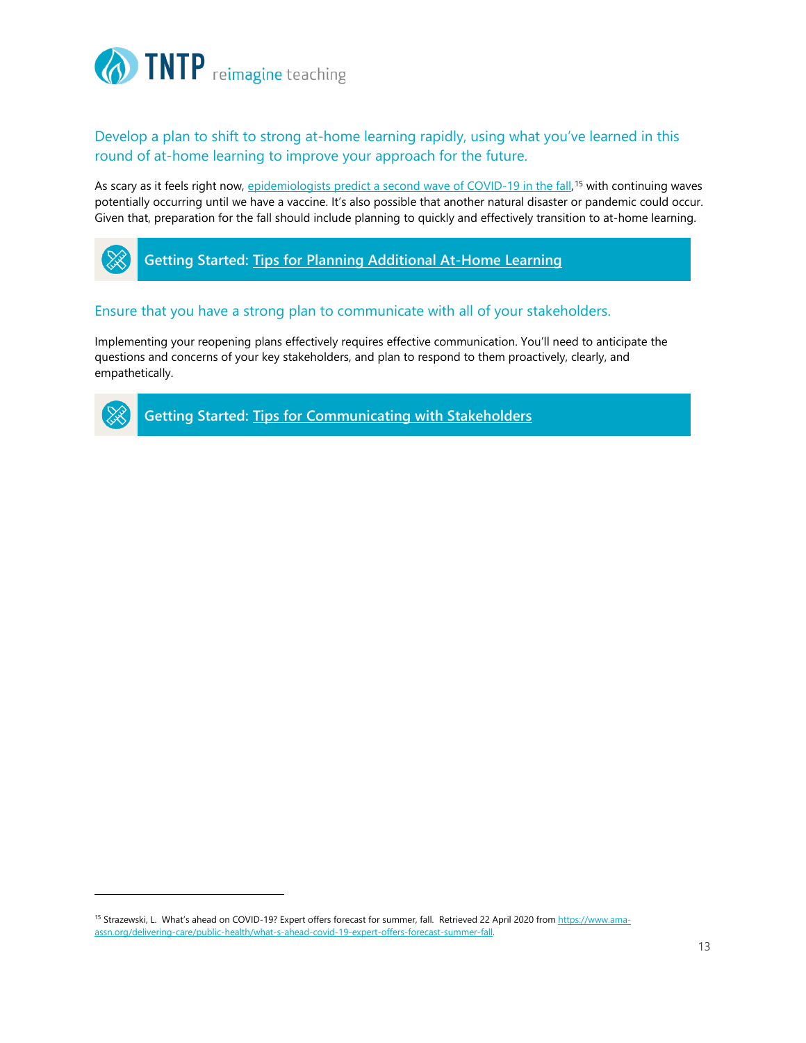## Develop a plan to shift to strong at-home learning rapidly, using what you've learned in this round of at-home learning to improve your approach for the future.

As scary as it feels right now, epidemiologists predict a second wave of COVID-19 in the fall,[15] with continuing waves potentially occurring until we have a vaccine. It's also possible that another natural disaster or pandemic could occur. Given that, preparation for the fall should include planning to quickly and effectively transition to at-home learning.

**Getting Started: Tips for Planning Additional At-Home Learning**

## Ensure that you have a strong plan to communicate with all of your stakeholders.

Implementing your reopening plans effectively requires effective communication. You'll need to anticipate the questions and concerns of your key stakeholders, and plan to respond to them proactively, clearly, and empathetically.

**Getting Started: Tips for Communicating with Stakeholders**

---

[15] Strazewski, L. What's ahead on COVID-19? Expert offers forecast for summer, fall. Retrieved 22 April 2020 from https://www.ama-assn.org/delivering-care/public-health/what-s-ahead-covid-19-expert-offers-forecast-summer-fall.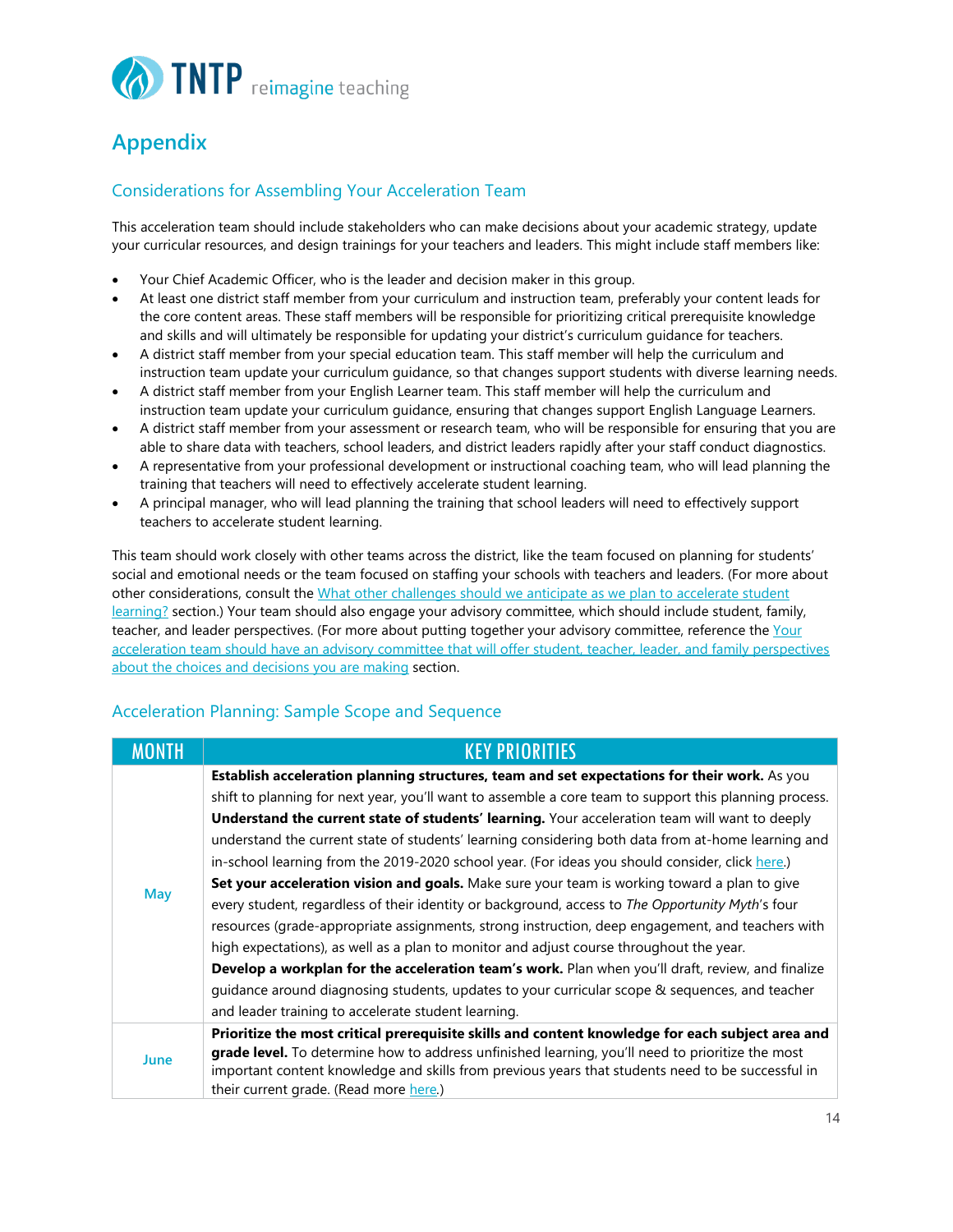# Appendix

## Considerations for Assembling Your Acceleration Team

This acceleration team should include stakeholders who can make decisions about your academic strategy, update your curricular resources, and design trainings for your teachers and leaders. This might include staff members like:

- Your Chief Academic Officer, who is the leader and decision maker in this group.
- At least one district staff member from your curriculum and instruction team, preferably your content leads for the core content areas. These staff members will be responsible for prioritizing critical prerequisite knowledge and skills and will ultimately be responsible for updating your district's curriculum guidance for teachers.
- A district staff member from your special education team. This staff member will help the curriculum and instruction team update your curriculum guidance, so that changes support students with diverse learning needs.
- A district staff member from your English Learner team. This staff member will help the curriculum and instruction team update your curriculum guidance, ensuring that changes support English Language Learners.
- A district staff member from your assessment or research team, who will be responsible for ensuring that you are able to share data with teachers, school leaders, and district leaders rapidly after your staff conduct diagnostics.
- A representative from your professional development or instructional coaching team, who will lead planning the training that teachers will need to effectively accelerate student learning.
- A principal manager, who will lead planning the training that school leaders will need to effectively support teachers to accelerate student learning.

This team should work closely with other teams across the district, like the team focused on planning for students' social and emotional needs or the team focused on staffing your schools with teachers and leaders. (For more about other considerations, consult the What other challenges should we anticipate as we plan to accelerate student learning? section.) Your team should also engage your advisory committee, which should include student, family, teacher, and leader perspectives. (For more about putting together your advisory committee, reference the Your acceleration team should have an advisory committee that will offer student, teacher, leader, and family perspectives about the choices and decisions you are making section.)

## Acceleration Planning: Sample Scope and Sequence

| MONTH | KEY PRIORITIES |
| --- | --- |
| May | **Establish acceleration planning structures, team and set expectations for their work.** As you shift to planning for next year, you'll want to assemble a core team to support this planning process. **Understand the current state of students' learning.** Your acceleration team will want to deeply understand the current state of students' learning considering both data from at-home learning and in-school learning from the 2019-2020 school year. (For ideas you should consider, click here.) **Set your acceleration vision and goals.** Make sure your team is working toward a plan to give every student, regardless of their identity or background, access to *The Opportunity Myth*'s four resources (grade-appropriate assignments, strong instruction, deep engagement, and teachers with high expectations), as well as a plan to monitor and adjust course throughout the year. **Develop a workplan for the acceleration team's work.** Plan when you'll draft, review, and finalize guidance around diagnosing students, updates to your curricular scope & sequences, and teacher and leader training to accelerate student learning. |
| June | **Prioritize the most critical prerequisite skills and content knowledge for each subject area and grade level.** To determine how to address unfinished learning, you'll need to prioritize the most important content knowledge and skills from previous years that students need to be successful in their current grade. (Read more here.) |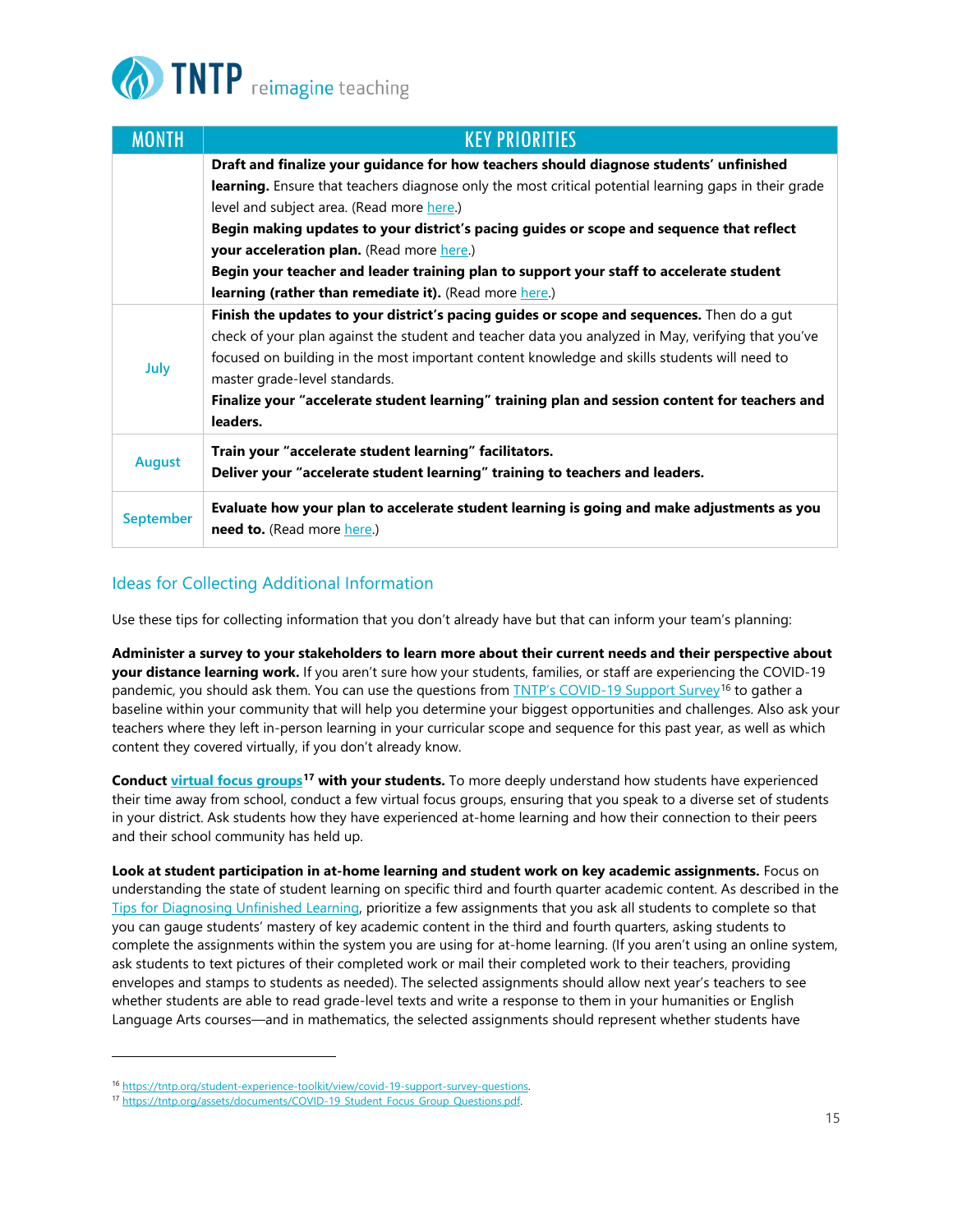| MONTH | KEY PRIORITIES |
| --- | --- |
| | **Draft and finalize your guidance for how teachers should diagnose students' unfinished learning.** Ensure that teachers diagnose only the most critical potential learning gaps in their grade level and subject area. (Read more here.) **Begin making updates to your district's pacing guides or scope and sequence that reflect your acceleration plan.** (Read more here.) **Begin your teacher and leader training plan to support your staff to accelerate student learning (rather than remediate it).** (Read more here.) |
| July | **Finish the updates to your district's pacing guides or scope and sequences.** Then do a gut check of your plan against the student and teacher data you analyzed in May, verifying that you've focused on building in the most important content knowledge and skills students will need to master grade-level standards. **Finalize your "accelerate student learning" training plan and session content for teachers and leaders.** |
| August | **Train your "accelerate student learning" facilitators.** **Deliver your "accelerate student learning" training to teachers and leaders.** |
| September | **Evaluate how your plan to accelerate student learning is going and make adjustments as you need to.** (Read more here.) |

## Ideas for Collecting Additional Information

Use these tips for collecting information that you don't already have but that can inform your team's planning:

**Administer a survey to your stakeholders to learn more about their current needs and their perspective about your distance learning work.** If you aren't sure how your students, families, or staff are experiencing the COVID-19 pandemic, you should ask them. You can use the questions from TNTP's COVID-19 Support Survey[16] to gather a baseline within your community that will help you determine your biggest opportunities and challenges. Also ask your teachers where they left in-person learning in your curricular scope and sequence for this past year, as well as which content they covered virtually, if you don't already know.

**Conduct virtual focus groups[17] with your students.** To more deeply understand how students have experienced their time away from school, conduct a few virtual focus groups, ensuring that you speak to a diverse set of students in your district. Ask students how they have experienced at-home learning and how their connection to their peers and their school community has held up.

**Look at student participation in at-home learning and student work on key academic assignments.** Focus on understanding the state of student learning on specific third and fourth quarter academic content. As described in the Tips for Diagnosing Unfinished Learning, prioritize a few assignments that you ask all students to complete so that you can gauge students' mastery of key academic content in the third and fourth quarters, asking students to complete the assignments within the system you are using for at-home learning. (If you aren't using an online system, ask students to text pictures of their completed work or mail their completed work to their teachers, providing envelopes and stamps to students as needed). The selected assignments should allow next year's teachers to see whether students are able to read grade-level texts and write a response to them in your humanities or English Language Arts courses—and in mathematics, the selected assignments should represent whether students have

[16] https://tntp.org/student-experience-toolkit/view/covid-19-support-survey-questions.
[17] https://tntp.org/assets/documents/COVID-19_Student_Focus_Group_Questions.pdf.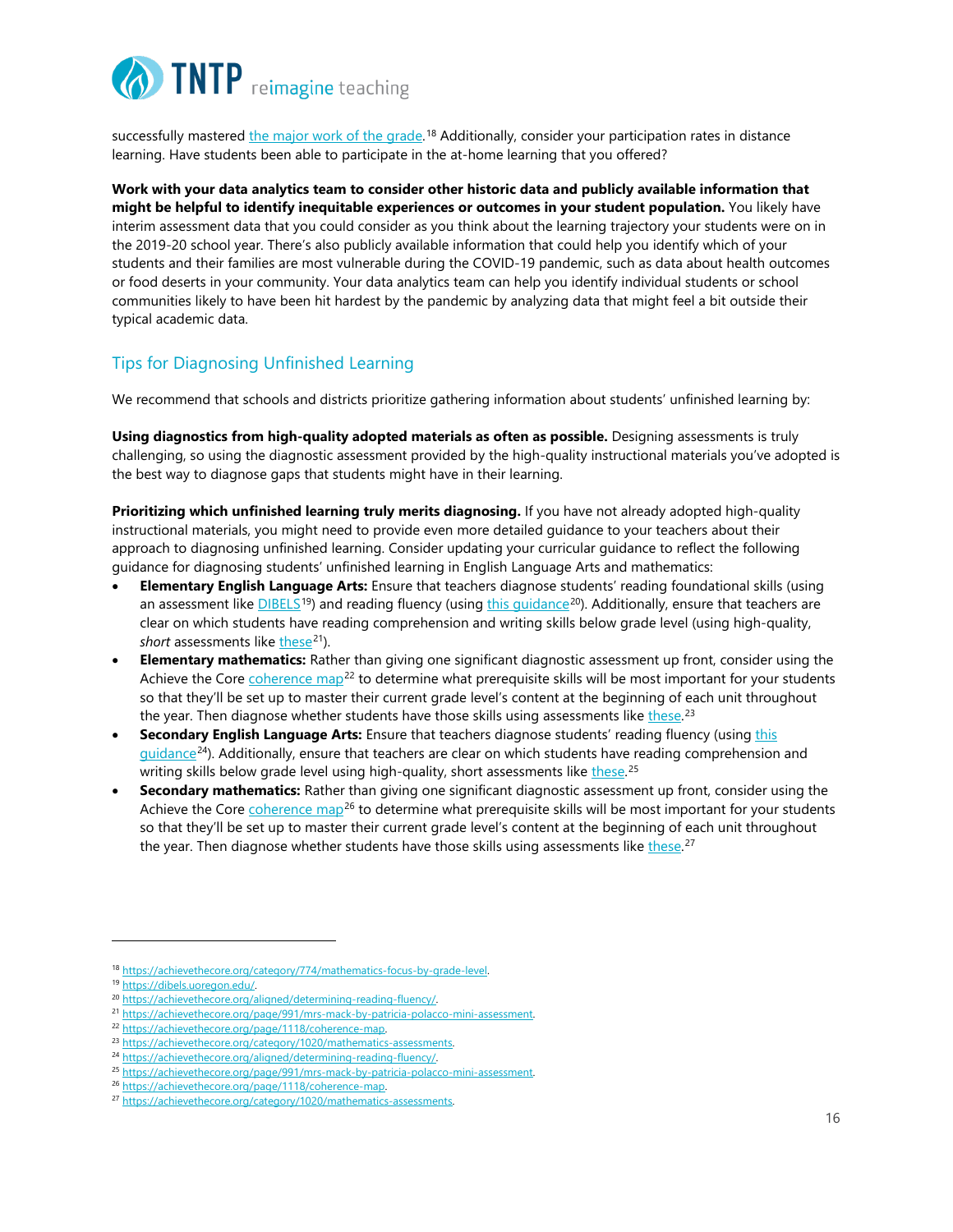successfully mastered the major work of the grade.[18] Additionally, consider your participation rates in distance learning. Have students been able to participate in the at-home learning that you offered?

**Work with your data analytics team to consider other historic data and publicly available information that might be helpful to identify inequitable experiences or outcomes in your student population.** You likely have interim assessment data that you could consider as you think about the learning trajectory your students were on in the 2019-20 school year. There's also publicly available information that could help you identify which of your students and their families are most vulnerable during the COVID-19 pandemic, such as data about health outcomes or food deserts in your community. Your data analytics team can help you identify individual students or school communities likely to have been hit hardest by the pandemic by analyzing data that might feel a bit outside their typical academic data.

## Tips for Diagnosing Unfinished Learning

We recommend that schools and districts prioritize gathering information about students' unfinished learning by:

**Using diagnostics from high-quality adopted materials as often as possible.** Designing assessments is truly challenging, so using the diagnostic assessment provided by the high-quality instructional materials you've adopted is the best way to diagnose gaps that students might have in their learning.

**Prioritizing which unfinished learning truly merits diagnosing.** If you have not already adopted high-quality instructional materials, you might need to provide even more detailed guidance to your teachers about their approach to diagnosing unfinished learning. Consider updating your curricular guidance to reflect the following guidance for diagnosing students' unfinished learning in English Language Arts and mathematics:

- **Elementary English Language Arts:** Ensure that teachers diagnose students' reading foundational skills (using an assessment like DIBELS[19]) and reading fluency (using this guidance[20]). Additionally, ensure that teachers are clear on which students have reading comprehension and writing skills below grade level (using high-quality, *short* assessments like these[21]).
- **Elementary mathematics:** Rather than giving one significant diagnostic assessment up front, consider using the Achieve the Core coherence map[22] to determine what prerequisite skills will be most important for your students so that they'll be set up to master their current grade level's content at the beginning of each unit throughout the year. Then diagnose whether students have those skills using assessments like these.[23]
- **Secondary English Language Arts:** Ensure that teachers diagnose students' reading fluency (using this guidance[24]). Additionally, ensure that teachers are clear on which students have reading comprehension and writing skills below grade level using high-quality, short assessments like these.[25]
- **Secondary mathematics:** Rather than giving one significant diagnostic assessment up front, consider using the Achieve the Core coherence map[26] to determine what prerequisite skills will be most important for your students so that they'll be set up to master their current grade level's content at the beginning of each unit throughout the year. Then diagnose whether students have those skills using assessments like these.[27]

---

[18] https://achievethecore.org/category/774/mathematics-focus-by-grade-level.
[19] https://dibels.uoregon.edu/.
[20] https://achievethecore.org/aligned/determining-reading-fluency/.
[21] https://achievethecore.org/page/991/mrs-mack-by-patricia-polacco-mini-assessment.
[22] https://achievethecore.org/page/1118/coherence-map.
[23] https://achievethecore.org/category/1020/mathematics-assessments.
[24] https://achievethecore.org/aligned/determining-reading-fluency/.
[25] https://achievethecore.org/page/991/mrs-mack-by-patricia-polacco-mini-assessment.
[26] https://achievethecore.org/page/1118/coherence-map.
[27] https://achievethecore.org/category/1020/mathematics-assessments.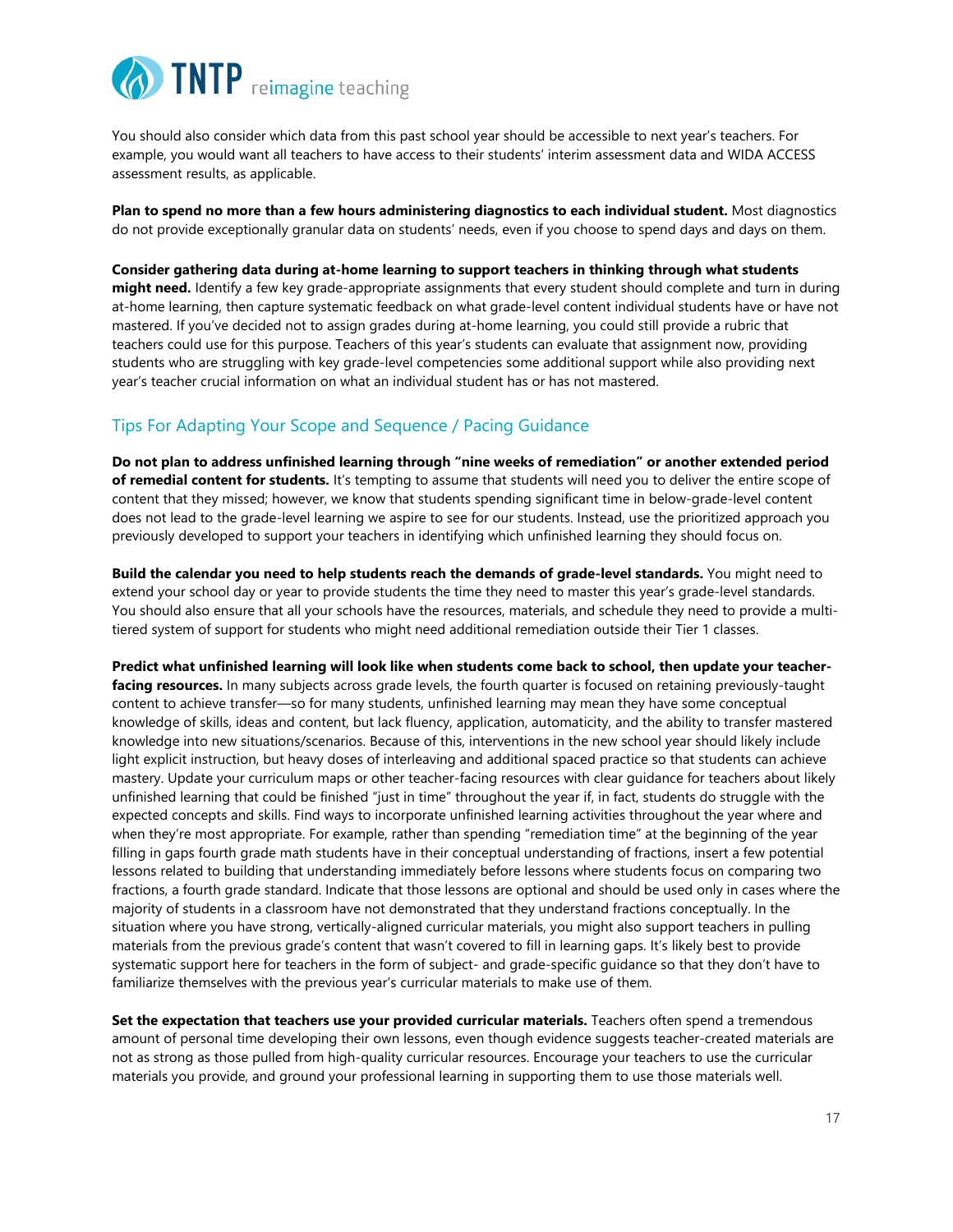You should also consider which data from this past school year should be accessible to next year's teachers. For example, you would want all teachers to have access to their students' interim assessment data and WIDA ACCESS assessment results, as applicable.

**Plan to spend no more than a few hours administering diagnostics to each individual student.** Most diagnostics do not provide exceptionally granular data on students' needs, even if you choose to spend days and days on them.

**Consider gathering data during at-home learning to support teachers in thinking through what students might need.** Identify a few key grade-appropriate assignments that every student should complete and turn in during at-home learning, then capture systematic feedback on what grade-level content individual students have or have not mastered. If you've decided not to assign grades during at-home learning, you could still provide a rubric that teachers could use for this purpose. Teachers of this year's students can evaluate that assignment now, providing students who are struggling with key grade-level competencies some additional support while also providing next year's teacher crucial information on what an individual student has or has not mastered.

## Tips For Adapting Your Scope and Sequence / Pacing Guidance

**Do not plan to address unfinished learning through "nine weeks of remediation" or another extended period of remedial content for students.** It's tempting to assume that students will need you to deliver the entire scope of content that they missed; however, we know that students spending significant time in below-grade-level content does not lead to the grade-level learning we aspire to see for our students. Instead, use the prioritized approach you previously developed to support your teachers in identifying which unfinished learning they should focus on.

**Build the calendar you need to help students reach the demands of grade-level standards.** You might need to extend your school day or year to provide students the time they need to master this year's grade-level standards. You should also ensure that all your schools have the resources, materials, and schedule they need to provide a multi-tiered system of support for students who might need additional remediation outside their Tier 1 classes.

**Predict what unfinished learning will look like when students come back to school, then update your teacher-facing resources.** In many subjects across grade levels, the fourth quarter is focused on retaining previously-taught content to achieve transfer—so for many students, unfinished learning may mean they have some conceptual knowledge of skills, ideas and content, but lack fluency, application, automaticity, and the ability to transfer mastered knowledge into new situations/scenarios. Because of this, interventions in the new school year should likely include light explicit instruction, but heavy doses of interleaving and additional spaced practice so that students can achieve mastery. Update your curriculum maps or other teacher-facing resources with clear guidance for teachers about likely unfinished learning that could be finished "just in time" throughout the year if, in fact, students do struggle with the expected concepts and skills. Find ways to incorporate unfinished learning activities throughout the year where and when they're most appropriate. For example, rather than spending "remediation time" at the beginning of the year filling in gaps fourth grade math students have in their conceptual understanding of fractions, insert a few potential lessons related to building that understanding immediately before lessons where students focus on comparing two fractions, a fourth grade standard. Indicate that those lessons are optional and should be used only in cases where the majority of students in a classroom have not demonstrated that they understand fractions conceptually. In the situation where you have strong, vertically-aligned curricular materials, you might also support teachers in pulling materials from the previous grade's content that wasn't covered to fill in learning gaps. It's likely best to provide systematic support here for teachers in the form of subject- and grade-specific guidance so that they don't have to familiarize themselves with the previous year's curricular materials to make use of them.

**Set the expectation that teachers use your provided curricular materials.** Teachers often spend a tremendous amount of personal time developing their own lessons, even though evidence suggests teacher-created materials are not as strong as those pulled from high-quality curricular resources. Encourage your teachers to use the curricular materials you provide, and ground your professional learning in supporting them to use those materials well.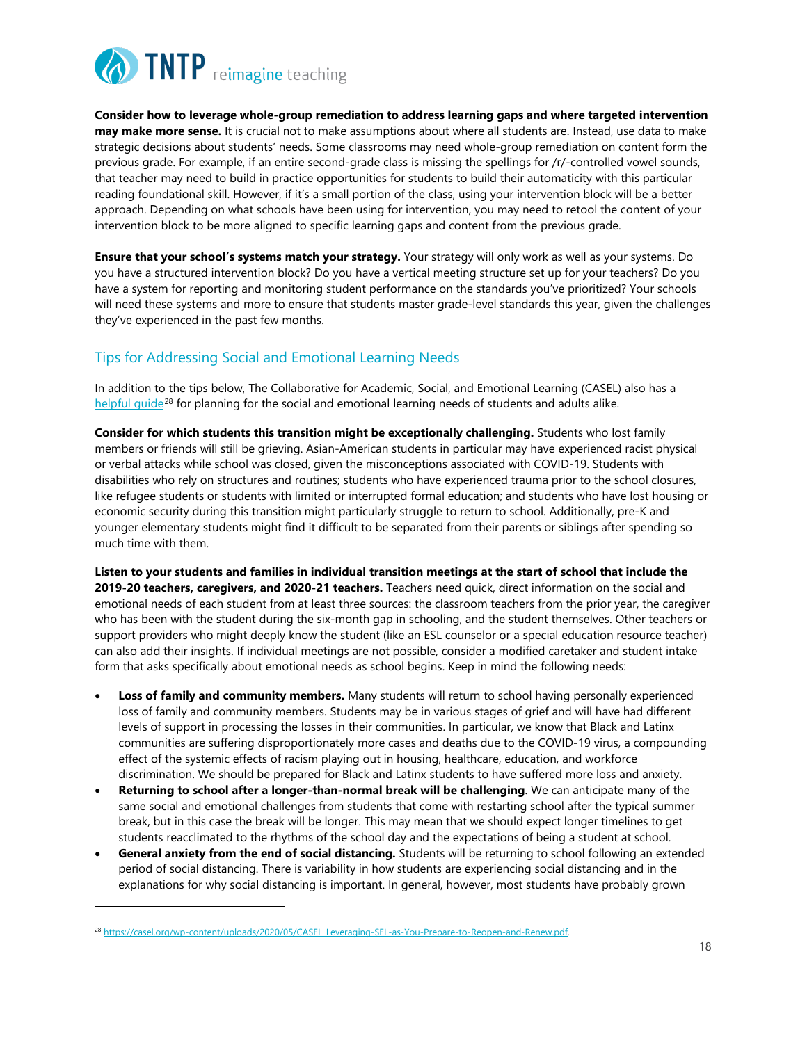**Consider how to leverage whole-group remediation to address learning gaps and where targeted intervention may make more sense.** It is crucial not to make assumptions about where all students are. Instead, use data to make strategic decisions about students' needs. Some classrooms may need whole-group remediation on content form the previous grade. For example, if an entire second-grade class is missing the spellings for /r/-controlled vowel sounds, that teacher may need to build in practice opportunities for students to build their automaticity with this particular reading foundational skill. However, if it's a small portion of the class, using your intervention block will be a better approach. Depending on what schools have been using for intervention, you may need to retool the content of your intervention block to be more aligned to specific learning gaps and content from the previous grade.

**Ensure that your school's systems match your strategy.** Your strategy will only work as well as your systems. Do you have a structured intervention block? Do you have a vertical meeting structure set up for your teachers? Do you have a system for reporting and monitoring student performance on the standards you've prioritized? Your schools will need these systems and more to ensure that students master grade-level standards this year, given the challenges they've experienced in the past few months.

## Tips for Addressing Social and Emotional Learning Needs

In addition to the tips below, The Collaborative for Academic, Social, and Emotional Learning (CASEL) also has a helpful guide[28] for planning for the social and emotional learning needs of students and adults alike.

**Consider for which students this transition might be exceptionally challenging.** Students who lost family members or friends will still be grieving. Asian-American students in particular may have experienced racist physical or verbal attacks while school was closed, given the misconceptions associated with COVID-19. Students with disabilities who rely on structures and routines; students who have experienced trauma prior to the school closures, like refugee students or students with limited or interrupted formal education; and students who have lost housing or economic security during this transition might particularly struggle to return to school. Additionally, pre-K and younger elementary students might find it difficult to be separated from their parents or siblings after spending so much time with them.

**Listen to your students and families in individual transition meetings at the start of school that include the 2019-20 teachers, caregivers, and 2020-21 teachers.** Teachers need quick, direct information on the social and emotional needs of each student from at least three sources: the classroom teachers from the prior year, the caregiver who has been with the student during the six-month gap in schooling, and the student themselves. Other teachers or support providers who might deeply know the student (like an ESL counselor or a special education resource teacher) can also add their insights. If individual meetings are not possible, consider a modified caretaker and student intake form that asks specifically about emotional needs as school begins. Keep in mind the following needs:

- **Loss of family and community members.** Many students will return to school having personally experienced loss of family and community members. Students may be in various stages of grief and will have had different levels of support in processing the losses in their communities. In particular, we know that Black and Latinx communities are suffering disproportionately more cases and deaths due to the COVID-19 virus, a compounding effect of the systemic effects of racism playing out in housing, healthcare, education, and workforce discrimination. We should be prepared for Black and Latinx students to have suffered more loss and anxiety.
- **Returning to school after a longer-than-normal break will be challenging**. We can anticipate many of the same social and emotional challenges from students that come with restarting school after the typical summer break, but in this case the break will be longer. This may mean that we should expect longer timelines to get students reacclimated to the rhythms of the school day and the expectations of being a student at school.
- **General anxiety from the end of social distancing.** Students will be returning to school following an extended period of social distancing. There is variability in how students are experiencing social distancing and in the explanations for why social distancing is important. In general, however, most students have probably grown

[28] https://casel.org/wp-content/uploads/2020/05/CASEL_Leveraging-SEL-as-You-Prepare-to-Reopen-and-Renew.pdf.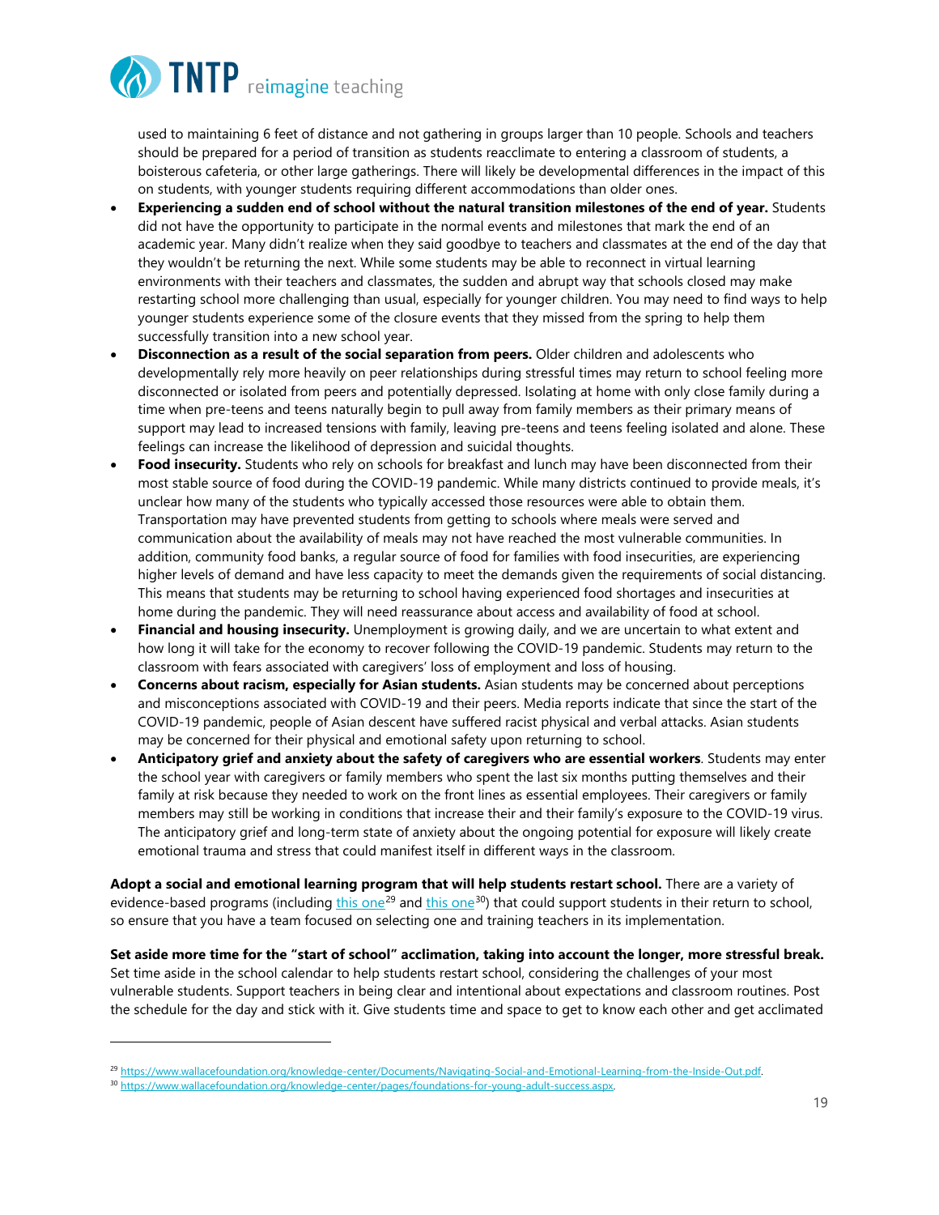used to maintaining 6 feet of distance and not gathering in groups larger than 10 people. Schools and teachers should be prepared for a period of transition as students reacclimate to entering a classroom of students, a boisterous cafeteria, or other large gatherings. There will likely be developmental differences in the impact of this on students, with younger students requiring different accommodations than older ones.

- **Experiencing a sudden end of school without the natural transition milestones of the end of year.** Students did not have the opportunity to participate in the normal events and milestones that mark the end of an academic year. Many didn't realize when they said goodbye to teachers and classmates at the end of the day that they wouldn't be returning the next. While some students may be able to reconnect in virtual learning environments with their teachers and classmates, the sudden and abrupt way that schools closed may make restarting school more challenging than usual, especially for younger children. You may need to find ways to help younger students experience some of the closure events that they missed from the spring to help them successfully transition into a new school year.
- **Disconnection as a result of the social separation from peers.** Older children and adolescents who developmentally rely more heavily on peer relationships during stressful times may return to school feeling more disconnected or isolated from peers and potentially depressed. Isolating at home with only close family during a time when pre-teens and teens naturally begin to pull away from family members as their primary means of support may lead to increased tensions with family, leaving pre-teens and teens feeling isolated and alone. These feelings can increase the likelihood of depression and suicidal thoughts.
- **Food insecurity.** Students who rely on schools for breakfast and lunch may have been disconnected from their most stable source of food during the COVID-19 pandemic. While many districts continued to provide meals, it's unclear how many of the students who typically accessed those resources were able to obtain them. Transportation may have prevented students from getting to schools where meals were served and communication about the availability of meals may not have reached the most vulnerable communities. In addition, community food banks, a regular source of food for families with food insecurities, are experiencing higher levels of demand and have less capacity to meet the demands given the requirements of social distancing. This means that students may be returning to school having experienced food shortages and insecurities at home during the pandemic. They will need reassurance about access and availability of food at school.
- **Financial and housing insecurity.** Unemployment is growing daily, and we are uncertain to what extent and how long it will take for the economy to recover following the COVID-19 pandemic. Students may return to the classroom with fears associated with caregivers' loss of employment and loss of housing.
- **Concerns about racism, especially for Asian students.** Asian students may be concerned about perceptions and misconceptions associated with COVID-19 and their peers. Media reports indicate that since the start of the COVID-19 pandemic, people of Asian descent have suffered racist physical and verbal attacks. Asian students may be concerned for their physical and emotional safety upon returning to school.
- **Anticipatory grief and anxiety about the safety of caregivers who are essential workers**. Students may enter the school year with caregivers or family members who spent the last six months putting themselves and their family at risk because they needed to work on the front lines as essential employees. Their caregivers or family members may still be working in conditions that increase their and their family's exposure to the COVID-19 virus. The anticipatory grief and long-term state of anxiety about the ongoing potential for exposure will likely create emotional trauma and stress that could manifest itself in different ways in the classroom.

**Adopt a social and emotional learning program that will help students restart school.** There are a variety of evidence-based programs (including this one[29] and this one[30]) that could support students in their return to school, so ensure that you have a team focused on selecting one and training teachers in its implementation.

**Set aside more time for the "start of school" acclimation, taking into account the longer, more stressful break.** Set time aside in the school calendar to help students restart school, considering the challenges of your most vulnerable students. Support teachers in being clear and intentional about expectations and classroom routines. Post the schedule for the day and stick with it. Give students time and space to get to know each other and get acclimated

[29] https://www.wallacefoundation.org/knowledge-center/Documents/Navigating-Social-and-Emotional-Learning-from-the-Inside-Out.pdf.

[30] https://www.wallacefoundation.org/knowledge-center/pages/foundations-for-young-adult-success.aspx.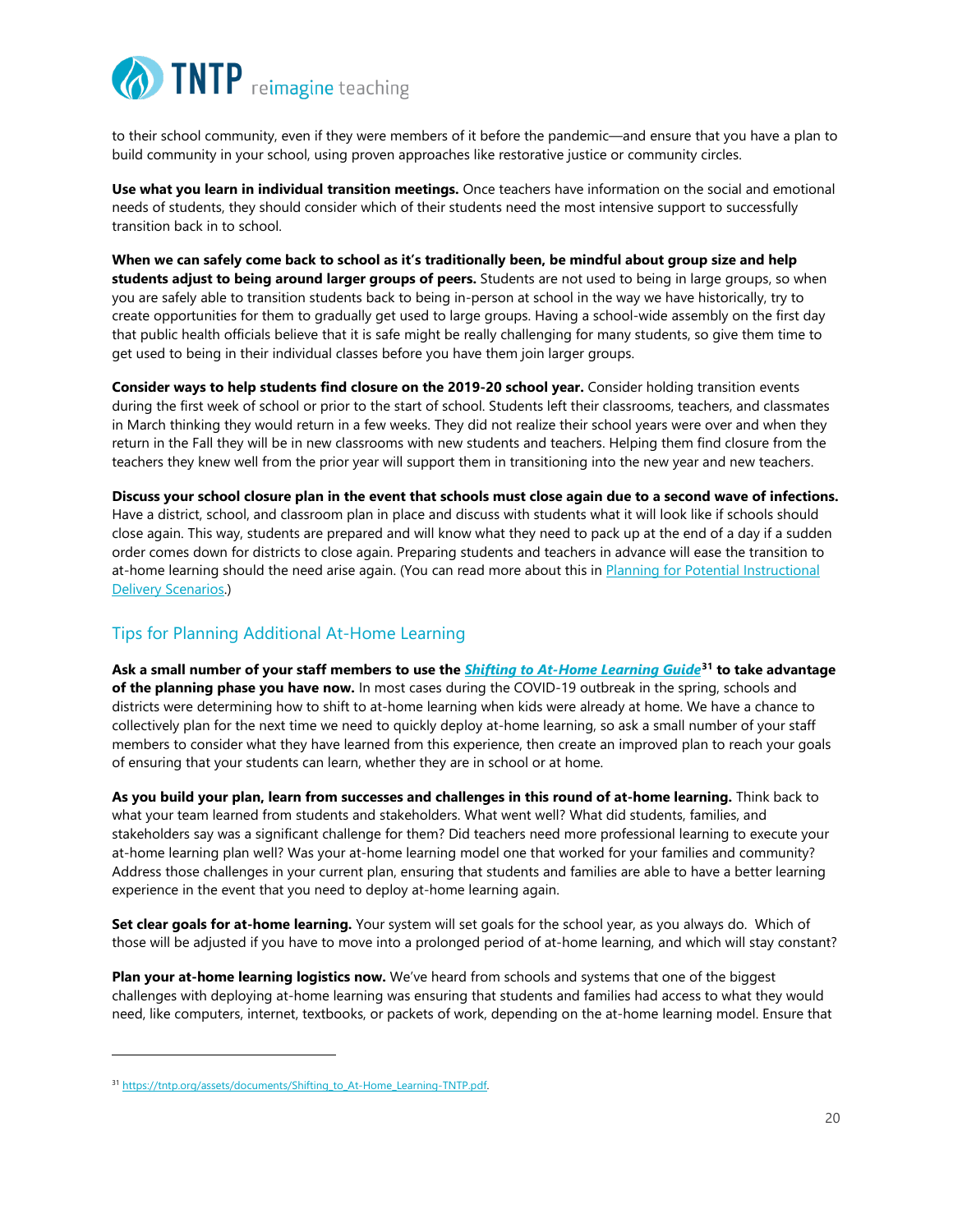to their school community, even if they were members of it before the pandemic—and ensure that you have a plan to build community in your school, using proven approaches like restorative justice or community circles.

**Use what you learn in individual transition meetings.** Once teachers have information on the social and emotional needs of students, they should consider which of their students need the most intensive support to successfully transition back in to school.

**When we can safely come back to school as it's traditionally been, be mindful about group size and help students adjust to being around larger groups of peers.** Students are not used to being in large groups, so when you are safely able to transition students back to being in-person at school in the way we have historically, try to create opportunities for them to gradually get used to large groups. Having a school-wide assembly on the first day that public health officials believe that it is safe might be really challenging for many students, so give them time to get used to being in their individual classes before you have them join larger groups.

**Consider ways to help students find closure on the 2019-20 school year.** Consider holding transition events during the first week of school or prior to the start of school. Students left their classrooms, teachers, and classmates in March thinking they would return in a few weeks. They did not realize their school years were over and when they return in the Fall they will be in new classrooms with new students and teachers. Helping them find closure from the teachers they knew well from the prior year will support them in transitioning into the new year and new teachers.

**Discuss your school closure plan in the event that schools must close again due to a second wave of infections.** Have a district, school, and classroom plan in place and discuss with students what it will look like if schools should close again. This way, students are prepared and will know what they need to pack up at the end of a day if a sudden order comes down for districts to close again. Preparing students and teachers in advance will ease the transition to at-home learning should the need arise again. (You can read more about this in [Planning for Potential Instructional Delivery Scenarios](#).)

## Tips for Planning Additional At-Home Learning

**Ask a small number of your staff members to use the *[Shifting to At-Home Learning Guide](https://tntp.org/assets/documents/Shifting_to_At-Home_Learning-TNTP.pdf)*[31] to take advantage of the planning phase you have now.** In most cases during the COVID-19 outbreak in the spring, schools and districts were determining how to shift to at-home learning when kids were already at home. We have a chance to collectively plan for the next time we need to quickly deploy at-home learning, so ask a small number of your staff members to consider what they have learned from this experience, then create an improved plan to reach your goals of ensuring that your students can learn, whether they are in school or at home.

**As you build your plan, learn from successes and challenges in this round of at-home learning.** Think back to what your team learned from students and stakeholders. What went well? What did students, families, and stakeholders say was a significant challenge for them? Did teachers need more professional learning to execute your at-home learning plan well? Was your at-home learning model one that worked for your families and community? Address those challenges in your current plan, ensuring that students and families are able to have a better learning experience in the event that you need to deploy at-home learning again.

**Set clear goals for at-home learning.** Your system will set goals for the school year, as you always do. Which of those will be adjusted if you have to move into a prolonged period of at-home learning, and which will stay constant?

**Plan your at-home learning logistics now.** We've heard from schools and systems that one of the biggest challenges with deploying at-home learning was ensuring that students and families had access to what they would need, like computers, internet, textbooks, or packets of work, depending on the at-home learning model. Ensure that

---

[31] https://tntp.org/assets/documents/Shifting_to_At-Home_Learning-TNTP.pdf.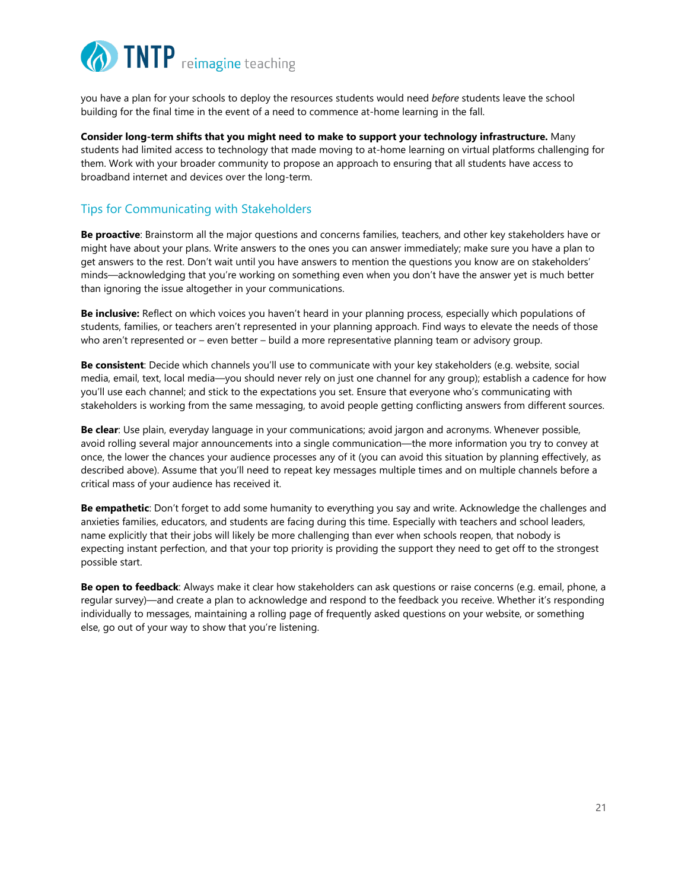you have a plan for your schools to deploy the resources students would need *before* students leave the school building for the final time in the event of a need to commence at-home learning in the fall.

**Consider long-term shifts that you might need to make to support your technology infrastructure.** Many students had limited access to technology that made moving to at-home learning on virtual platforms challenging for them. Work with your broader community to propose an approach to ensuring that all students have access to broadband internet and devices over the long-term.

## Tips for Communicating with Stakeholders

**Be proactive**: Brainstorm all the major questions and concerns families, teachers, and other key stakeholders have or might have about your plans. Write answers to the ones you can answer immediately; make sure you have a plan to get answers to the rest. Don't wait until you have answers to mention the questions you know are on stakeholders' minds—acknowledging that you're working on something even when you don't have the answer yet is much better than ignoring the issue altogether in your communications.

**Be inclusive:** Reflect on which voices you haven't heard in your planning process, especially which populations of students, families, or teachers aren't represented in your planning approach. Find ways to elevate the needs of those who aren't represented or – even better – build a more representative planning team or advisory group.

**Be consistent**: Decide which channels you'll use to communicate with your key stakeholders (e.g. website, social media, email, text, local media—you should never rely on just one channel for any group); establish a cadence for how you'll use each channel; and stick to the expectations you set. Ensure that everyone who's communicating with stakeholders is working from the same messaging, to avoid people getting conflicting answers from different sources.

**Be clear**: Use plain, everyday language in your communications; avoid jargon and acronyms. Whenever possible, avoid rolling several major announcements into a single communication—the more information you try to convey at once, the lower the chances your audience processes any of it (you can avoid this situation by planning effectively, as described above). Assume that you'll need to repeat key messages multiple times and on multiple channels before a critical mass of your audience has received it.

**Be empathetic**: Don't forget to add some humanity to everything you say and write. Acknowledge the challenges and anxieties families, educators, and students are facing during this time. Especially with teachers and school leaders, name explicitly that their jobs will likely be more challenging than ever when schools reopen, that nobody is expecting instant perfection, and that your top priority is providing the support they need to get off to the strongest possible start.

**Be open to feedback**: Always make it clear how stakeholders can ask questions or raise concerns (e.g. email, phone, a regular survey)—and create a plan to acknowledge and respond to the feedback you receive. Whether it's responding individually to messages, maintaining a rolling page of frequently asked questions on your website, or something else, go out of your way to show that you're listening.